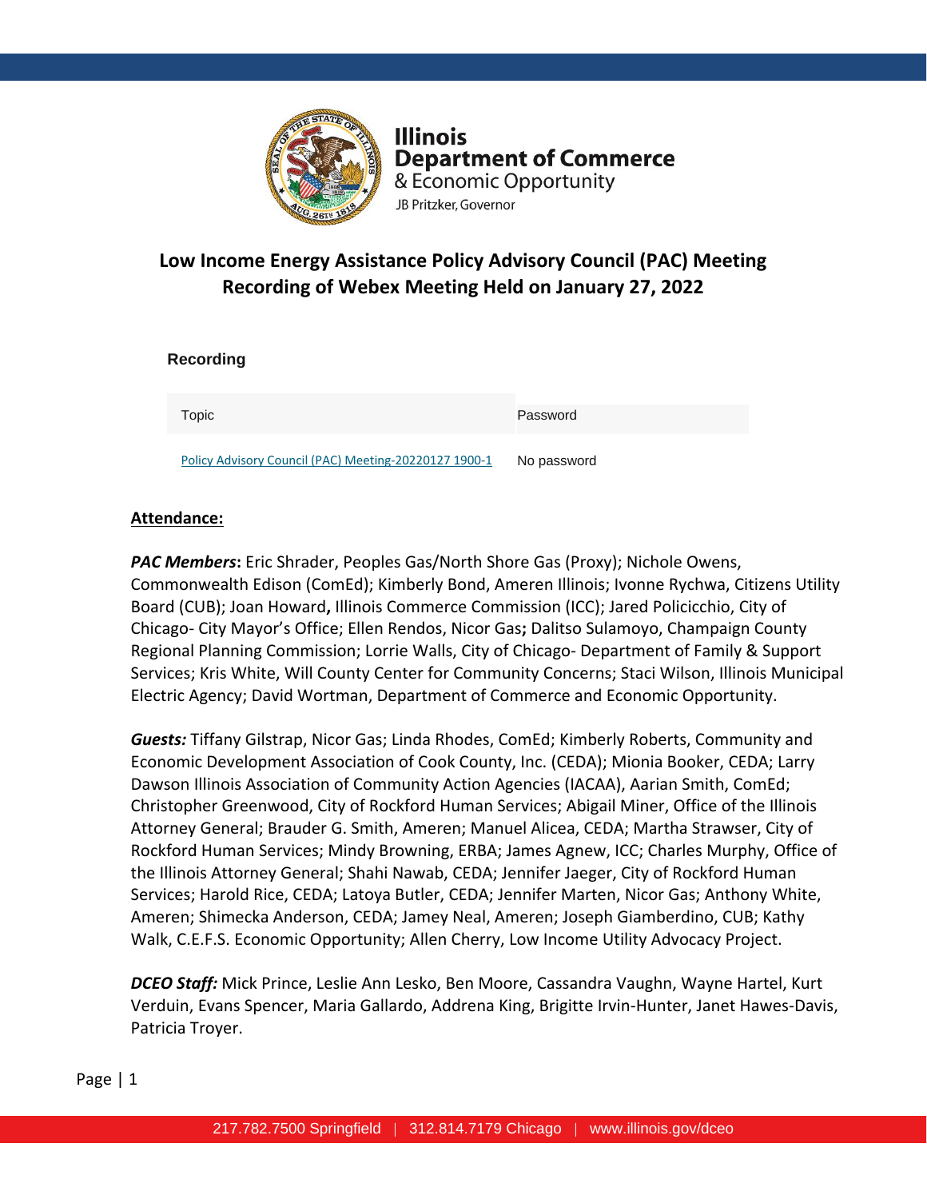**Illinois Department of Commerce & Economic Opportunity**
JB Pritzker, Governor

# Low Income Energy Assistance Policy Advisory Council (PAC) Meeting Recording of Webex Meeting Held on January 27, 2022

### Recording

| Topic | Password |
| --- | --- |
| Policy Advisory Council (PAC) Meeting-20220127 1900-1 | No password |

**Attendance:**

***PAC Members*:** Eric Shrader, Peoples Gas/North Shore Gas (Proxy); Nichole Owens, Commonwealth Edison (ComEd); Kimberly Bond, Ameren Illinois; Ivonne Rychwa, Citizens Utility Board (CUB); Joan Howard**,** Illinois Commerce Commission (ICC); Jared Policicchio, City of Chicago- City Mayor's Office; Ellen Rendos, Nicor Gas**;** Dalitso Sulamoyo, Champaign County Regional Planning Commission; Lorrie Walls, City of Chicago- Department of Family & Support Services; Kris White, Will County Center for Community Concerns; Staci Wilson, Illinois Municipal Electric Agency; David Wortman, Department of Commerce and Economic Opportunity.

***Guests:*** Tiffany Gilstrap, Nicor Gas; Linda Rhodes, ComEd; Kimberly Roberts, Community and Economic Development Association of Cook County, Inc. (CEDA); Mionia Booker, CEDA; Larry Dawson Illinois Association of Community Action Agencies (IACAA), Aarian Smith, ComEd; Christopher Greenwood, City of Rockford Human Services; Abigail Miner, Office of the Illinois Attorney General; Brauder G. Smith, Ameren; Manuel Alicea, CEDA; Martha Strawser, City of Rockford Human Services; Mindy Browning, ERBA; James Agnew, ICC; Charles Murphy, Office of the Illinois Attorney General; Shahi Nawab, CEDA; Jennifer Jaeger, City of Rockford Human Services; Harold Rice, CEDA; Latoya Butler, CEDA; Jennifer Marten, Nicor Gas; Anthony White, Ameren; Shimecka Anderson, CEDA; Jamey Neal, Ameren; Joseph Giamberdino, CUB; Kathy Walk, C.E.F.S. Economic Opportunity; Allen Cherry, Low Income Utility Advocacy Project.

***DCEO Staff:*** Mick Prince, Leslie Ann Lesko, Ben Moore, Cassandra Vaughn, Wayne Hartel, Kurt Verduin, Evans Spencer, Maria Gallardo, Addrena King, Brigitte Irvin-Hunter, Janet Hawes-Davis, Patricia Troyer.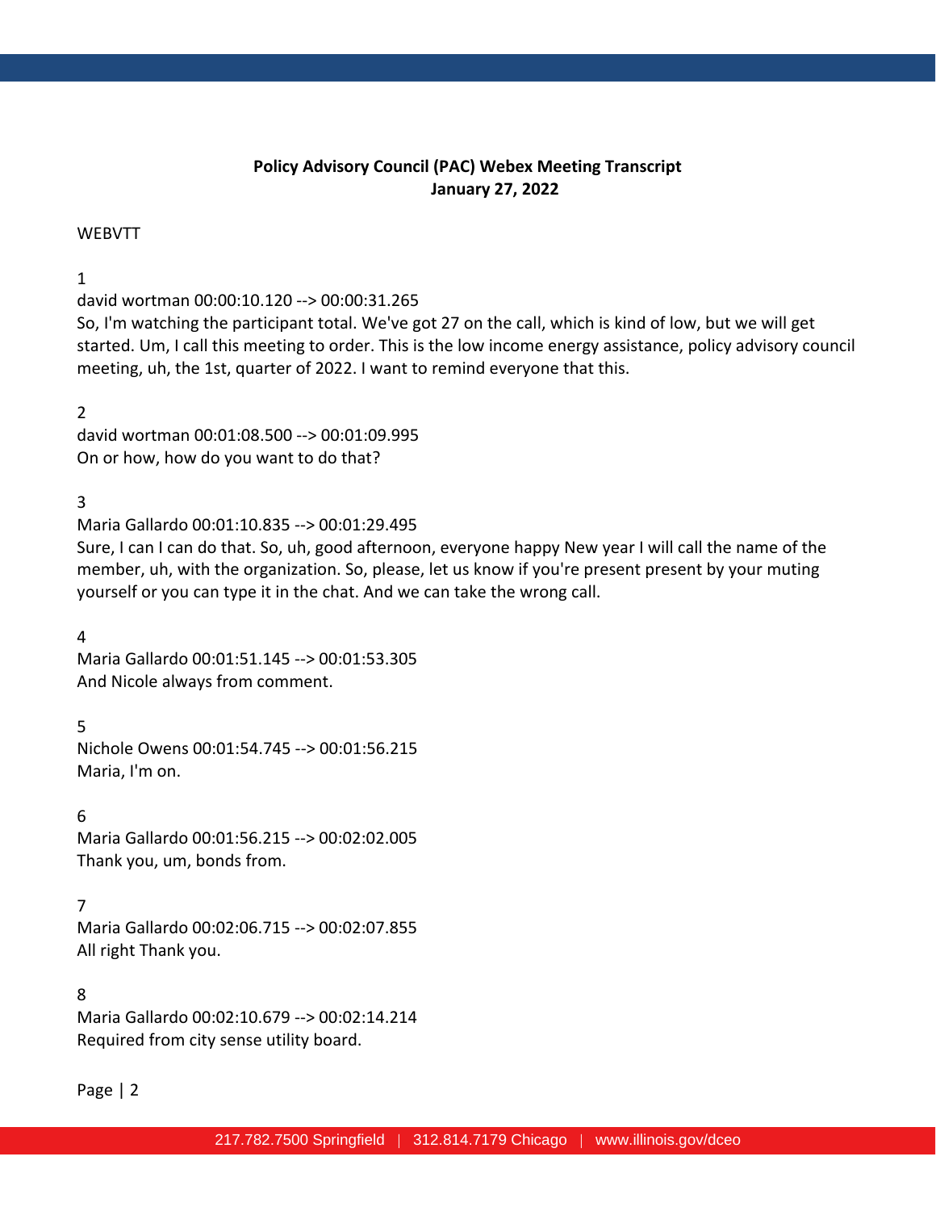**Policy Advisory Council (PAC) Webex Meeting Transcript**
**January 27, 2022**

WEBVTT

1
david wortman 00:00:10.120 --> 00:00:31.265
So, I'm watching the participant total. We've got 27 on the call, which is kind of low, but we will get started. Um, I call this meeting to order. This is the low income energy assistance, policy advisory council meeting, uh, the 1st, quarter of 2022. I want to remind everyone that this.

2
david wortman 00:01:08.500 --> 00:01:09.995
On or how, how do you want to do that?

3
Maria Gallardo 00:01:10.835 --> 00:01:29.495
Sure, I can I can do that. So, uh, good afternoon, everyone happy New year I will call the name of the member, uh, with the organization. So, please, let us know if you're present present by your muting yourself or you can type it in the chat. And we can take the wrong call.

4
Maria Gallardo 00:01:51.145 --> 00:01:53.305
And Nicole always from comment.

5
Nichole Owens 00:01:54.745 --> 00:01:56.215
Maria, I'm on.

6
Maria Gallardo 00:01:56.215 --> 00:02:02.005
Thank you, um, bonds from.

7
Maria Gallardo 00:02:06.715 --> 00:02:07.855
All right Thank you.

8
Maria Gallardo 00:02:10.679 --> 00:02:14.214
Required from city sense utility board.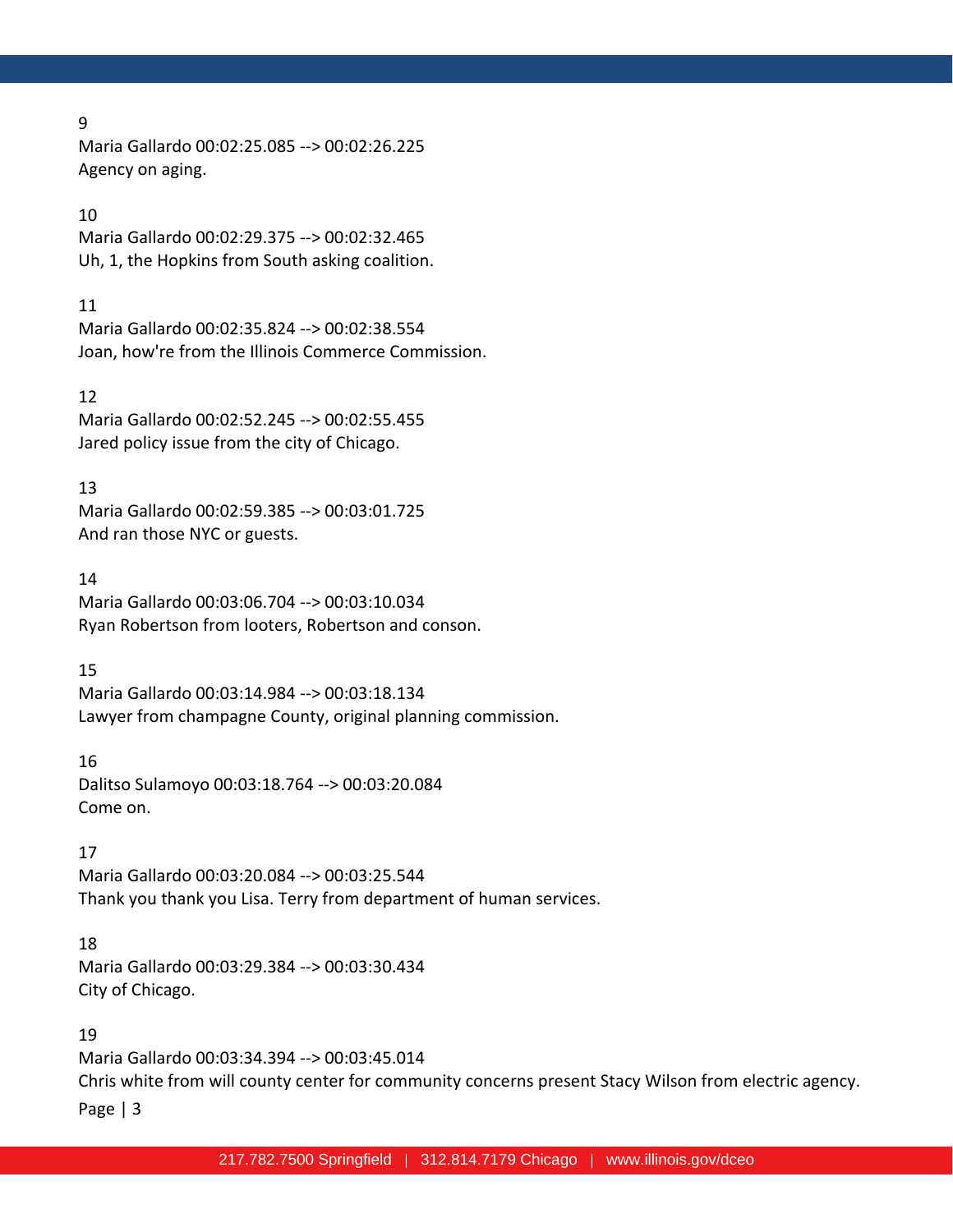9
Maria Gallardo 00:02:25.085 --> 00:02:26.225
Agency on aging.

10
Maria Gallardo 00:02:29.375 --> 00:02:32.465
Uh, 1, the Hopkins from South asking coalition.

11
Maria Gallardo 00:02:35.824 --> 00:02:38.554
Joan, how're from the Illinois Commerce Commission.

12
Maria Gallardo 00:02:52.245 --> 00:02:55.455
Jared policy issue from the city of Chicago.

13
Maria Gallardo 00:02:59.385 --> 00:03:01.725
And ran those NYC or guests.

14
Maria Gallardo 00:03:06.704 --> 00:03:10.034
Ryan Robertson from looters, Robertson and conson.

15
Maria Gallardo 00:03:14.984 --> 00:03:18.134
Lawyer from champagne County, original planning commission.

16
Dalitso Sulamoyo 00:03:18.764 --> 00:03:20.084
Come on.

17
Maria Gallardo 00:03:20.084 --> 00:03:25.544
Thank you thank you Lisa. Terry from department of human services.

18
Maria Gallardo 00:03:29.384 --> 00:03:30.434
City of Chicago.

19
Maria Gallardo 00:03:34.394 --> 00:03:45.014
Chris white from will county center for community concerns present Stacy Wilson from electric agency.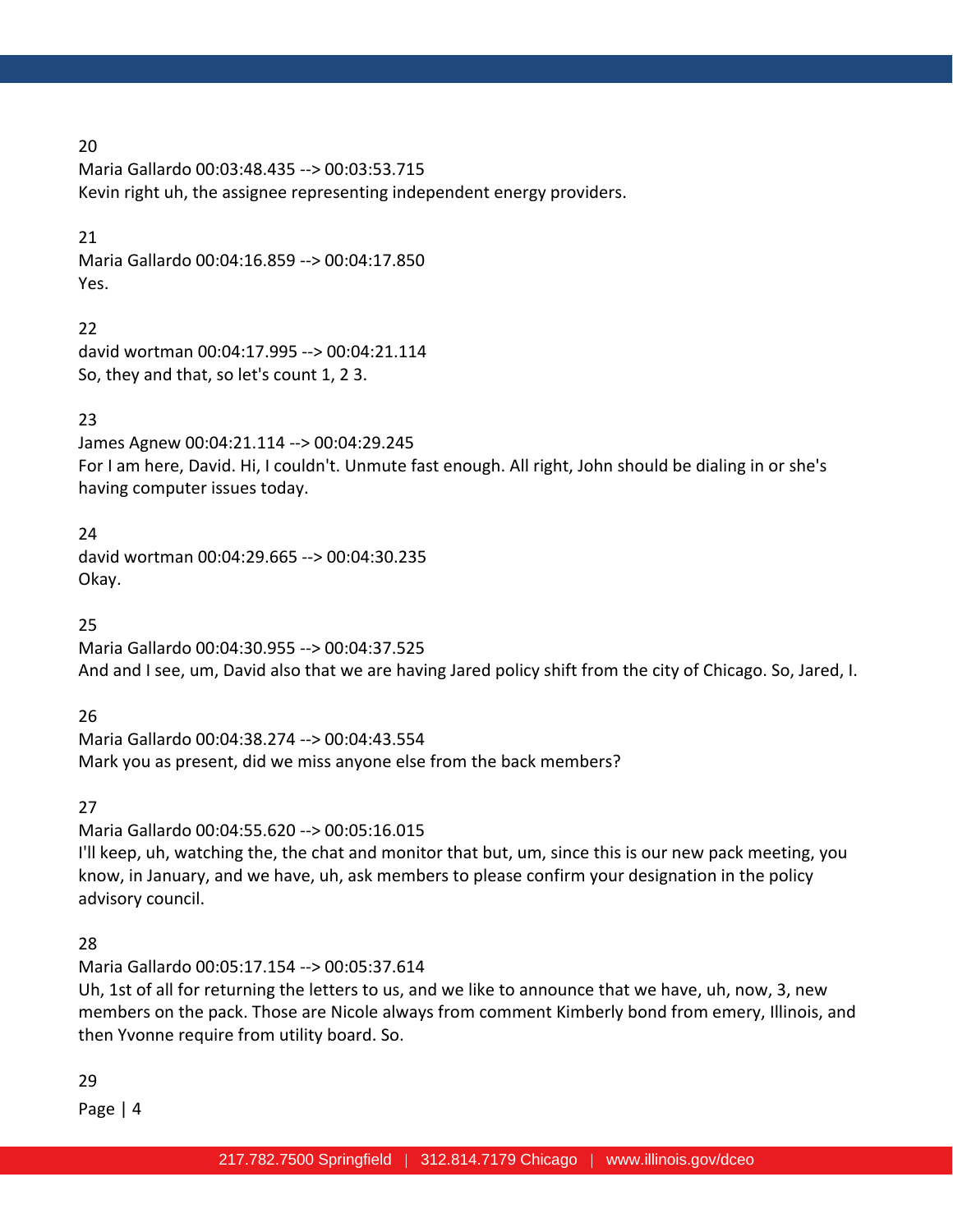20
Maria Gallardo 00:03:48.435 --> 00:03:53.715
Kevin right uh, the assignee representing independent energy providers.

21
Maria Gallardo 00:04:16.859 --> 00:04:17.850
Yes.

22
david wortman 00:04:17.995 --> 00:04:21.114
So, they and that, so let's count 1, 2 3.

23
James Agnew 00:04:21.114 --> 00:04:29.245
For I am here, David. Hi, I couldn't. Unmute fast enough. All right, John should be dialing in or she's having computer issues today.

24
david wortman 00:04:29.665 --> 00:04:30.235
Okay.

25
Maria Gallardo 00:04:30.955 --> 00:04:37.525
And and I see, um, David also that we are having Jared policy shift from the city of Chicago. So, Jared, I.

26
Maria Gallardo 00:04:38.274 --> 00:04:43.554
Mark you as present, did we miss anyone else from the back members?

27
Maria Gallardo 00:04:55.620 --> 00:05:16.015
I'll keep, uh, watching the, the chat and monitor that but, um, since this is our new pack meeting, you know, in January, and we have, uh, ask members to please confirm your designation in the policy advisory council.

28
Maria Gallardo 00:05:17.154 --> 00:05:37.614
Uh, 1st of all for returning the letters to us, and we like to announce that we have, uh, now, 3, new members on the pack. Those are Nicole always from comment Kimberly bond from emery, Illinois, and then Yvonne require from utility board. So.

29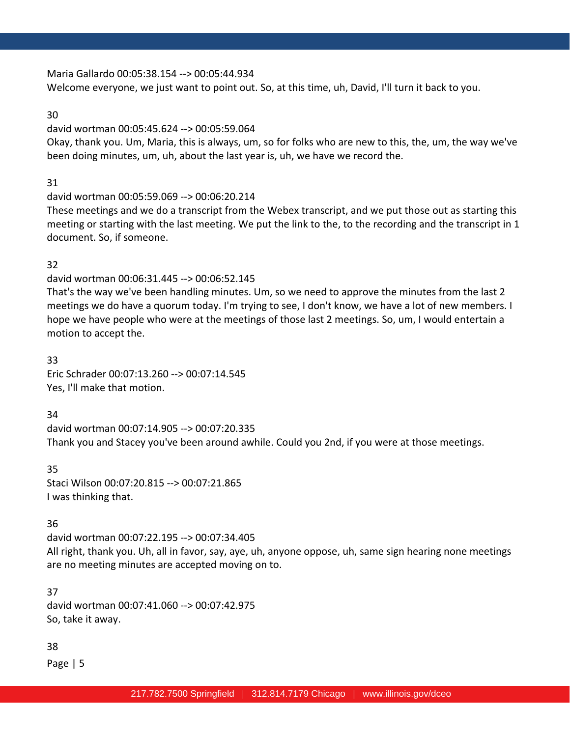Maria Gallardo 00:05:38.154 --> 00:05:44.934
Welcome everyone, we just want to point out. So, at this time, uh, David, I'll turn it back to you.

30

david wortman 00:05:45.624 --> 00:05:59.064
Okay, thank you. Um, Maria, this is always, um, so for folks who are new to this, the, um, the way we've been doing minutes, um, uh, about the last year is, uh, we have we record the.

31

david wortman 00:05:59.069 --> 00:06:20.214
These meetings and we do a transcript from the Webex transcript, and we put those out as starting this meeting or starting with the last meeting. We put the link to the, to the recording and the transcript in 1 document. So, if someone.

32

david wortman 00:06:31.445 --> 00:06:52.145
That's the way we've been handling minutes. Um, so we need to approve the minutes from the last 2 meetings we do have a quorum today. I'm trying to see, I don't know, we have a lot of new members. I hope we have people who were at the meetings of those last 2 meetings. So, um, I would entertain a motion to accept the.

33

Eric Schrader 00:07:13.260 --> 00:07:14.545
Yes, I'll make that motion.

34

david wortman 00:07:14.905 --> 00:07:20.335
Thank you and Stacey you've been around awhile. Could you 2nd, if you were at those meetings.

35

Staci Wilson 00:07:20.815 --> 00:07:21.865
I was thinking that.

36

david wortman 00:07:22.195 --> 00:07:34.405
All right, thank you. Uh, all in favor, say, aye, uh, anyone oppose, uh, same sign hearing none meetings are no meeting minutes are accepted moving on to.

37

david wortman 00:07:41.060 --> 00:07:42.975
So, take it away.

38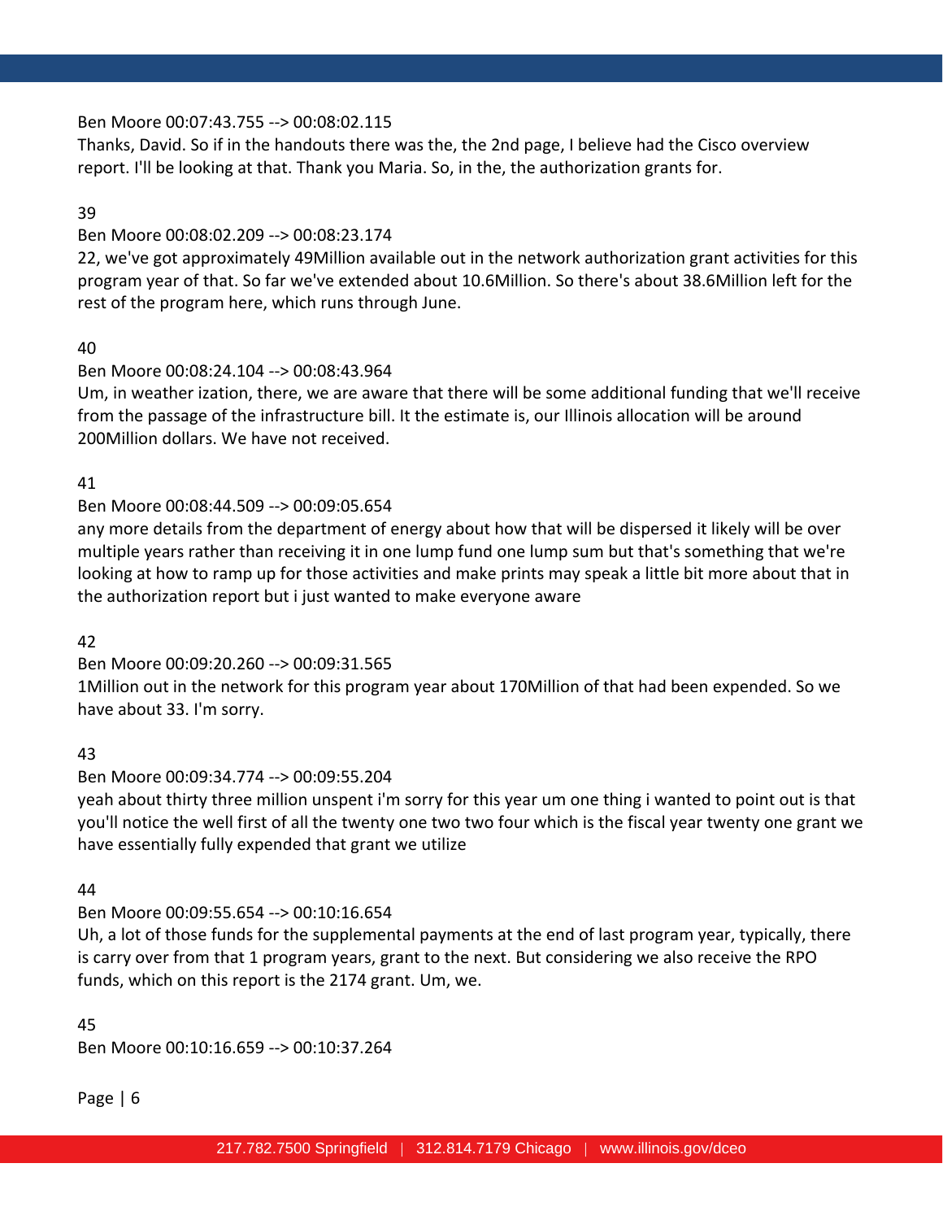Ben Moore 00:07:43.755 --> 00:08:02.115

Thanks, David. So if in the handouts there was the, the 2nd page, I believe had the Cisco overview report. I'll be looking at that. Thank you Maria. So, in the, the authorization grants for.

39

Ben Moore 00:08:02.209 --> 00:08:23.174

22, we've got approximately 49Million available out in the network authorization grant activities for this program year of that. So far we've extended about 10.6Million. So there's about 38.6Million left for the rest of the program here, which runs through June.

40

Ben Moore 00:08:24.104 --> 00:08:43.964

Um, in weather ization, there, we are aware that there will be some additional funding that we'll receive from the passage of the infrastructure bill. It the estimate is, our Illinois allocation will be around 200Million dollars. We have not received.

41

Ben Moore 00:08:44.509 --> 00:09:05.654

any more details from the department of energy about how that will be dispersed it likely will be over multiple years rather than receiving it in one lump fund one lump sum but that's something that we're looking at how to ramp up for those activities and make prints may speak a little bit more about that in the authorization report but i just wanted to make everyone aware

42

Ben Moore 00:09:20.260 --> 00:09:31.565

1Million out in the network for this program year about 170Million of that had been expended. So we have about 33. I'm sorry.

43

Ben Moore 00:09:34.774 --> 00:09:55.204

yeah about thirty three million unspent i'm sorry for this year um one thing i wanted to point out is that you'll notice the well first of all the twenty one two two four which is the fiscal year twenty one grant we have essentially fully expended that grant we utilize

44

Ben Moore 00:09:55.654 --> 00:10:16.654

Uh, a lot of those funds for the supplemental payments at the end of last program year, typically, there is carry over from that 1 program years, grant to the next. But considering we also receive the RPO funds, which on this report is the 2174 grant. Um, we.

45

Ben Moore 00:10:16.659 --> 00:10:37.264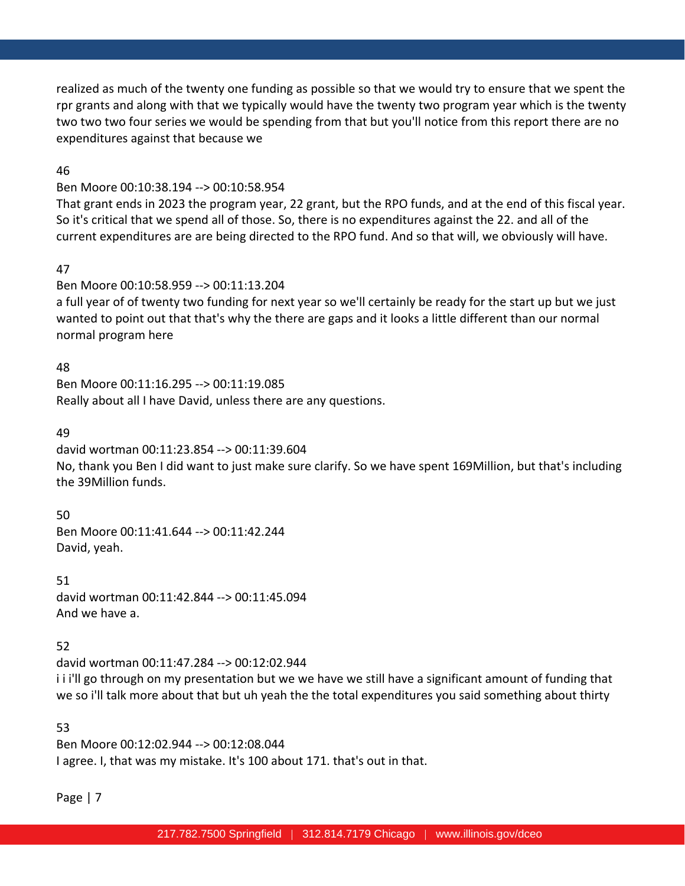realized as much of the twenty one funding as possible so that we would try to ensure that we spent the rpr grants and along with that we typically would have the twenty two program year which is the twenty two two two four series we would be spending from that but you'll notice from this report there are no expenditures against that because we

46

Ben Moore 00:10:38.194 --> 00:10:58.954
That grant ends in 2023 the program year, 22 grant, but the RPO funds, and at the end of this fiscal year. So it's critical that we spend all of those. So, there is no expenditures against the 22. and all of the current expenditures are are being directed to the RPO fund. And so that will, we obviously will have.

47

Ben Moore 00:10:58.959 --> 00:11:13.204
a full year of of twenty two funding for next year so we'll certainly be ready for the start up but we just wanted to point out that that's why the there are gaps and it looks a little different than our normal normal program here

48

Ben Moore 00:11:16.295 --> 00:11:19.085
Really about all I have David, unless there are any questions.

49

david wortman 00:11:23.854 --> 00:11:39.604
No, thank you Ben I did want to just make sure clarify. So we have spent 169Million, but that's including the 39Million funds.

50

Ben Moore 00:11:41.644 --> 00:11:42.244
David, yeah.

51

david wortman 00:11:42.844 --> 00:11:45.094
And we have a.

52

david wortman 00:11:47.284 --> 00:12:02.944
i i i'll go through on my presentation but we we have we still have a significant amount of funding that we so i'll talk more about that but uh yeah the the total expenditures you said something about thirty

53

Ben Moore 00:12:02.944 --> 00:12:08.044
I agree. I, that was my mistake. It's 100 about 171. that's out in that.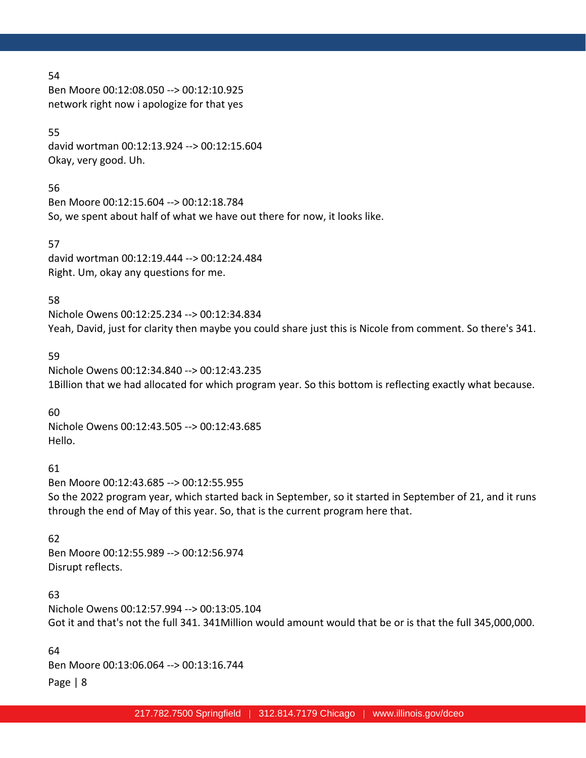54
Ben Moore 00:12:08.050 --> 00:12:10.925
network right now i apologize for that yes

55
david wortman 00:12:13.924 --> 00:12:15.604
Okay, very good. Uh.

56
Ben Moore 00:12:15.604 --> 00:12:18.784
So, we spent about half of what we have out there for now, it looks like.

57
david wortman 00:12:19.444 --> 00:12:24.484
Right. Um, okay any questions for me.

58
Nichole Owens 00:12:25.234 --> 00:12:34.834
Yeah, David, just for clarity then maybe you could share just this is Nicole from comment. So there's 341.

59
Nichole Owens 00:12:34.840 --> 00:12:43.235
1Billion that we had allocated for which program year. So this bottom is reflecting exactly what because.

60
Nichole Owens 00:12:43.505 --> 00:12:43.685
Hello.

61
Ben Moore 00:12:43.685 --> 00:12:55.955
So the 2022 program year, which started back in September, so it started in September of 21, and it runs through the end of May of this year. So, that is the current program here that.

62
Ben Moore 00:12:55.989 --> 00:12:56.974
Disrupt reflects.

63
Nichole Owens 00:12:57.994 --> 00:13:05.104
Got it and that's not the full 341. 341Million would amount would that be or is that the full 345,000,000.

64
Ben Moore 00:13:06.064 --> 00:13:16.744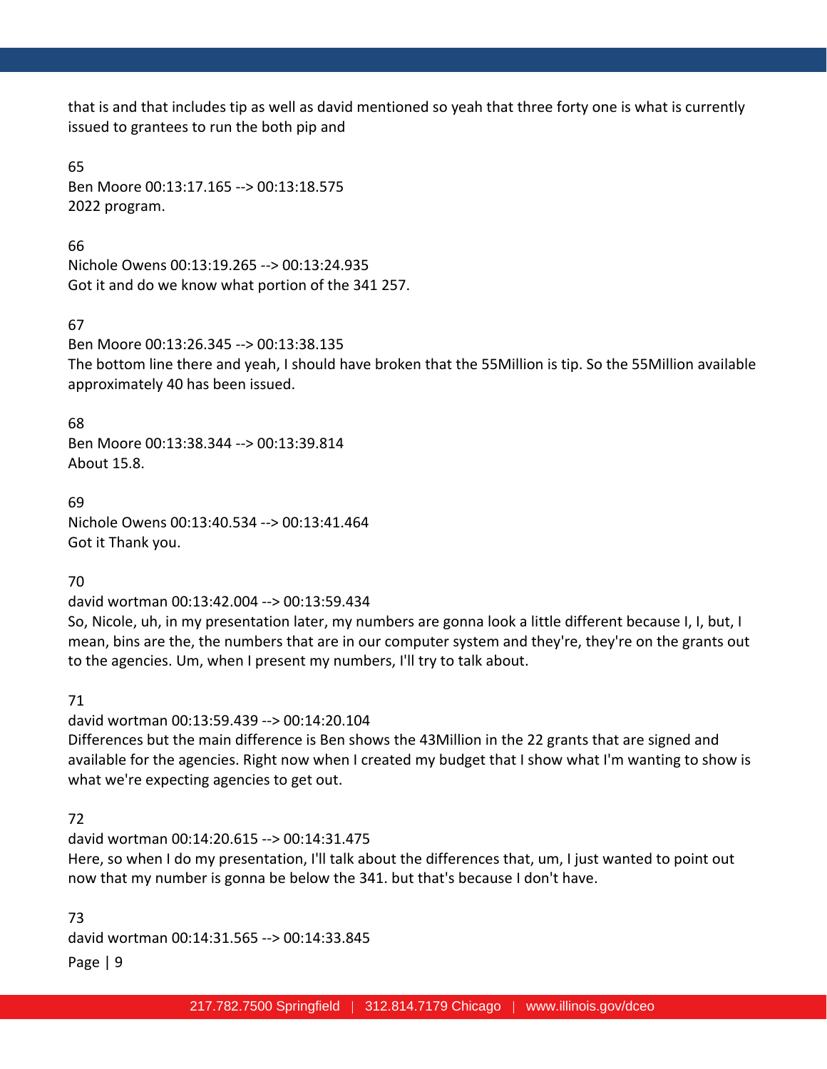that is and that includes tip as well as david mentioned so yeah that three forty one is what is currently issued to grantees to run the both pip and

65
Ben Moore 00:13:17.165 --> 00:13:18.575
2022 program.

66
Nichole Owens 00:13:19.265 --> 00:13:24.935
Got it and do we know what portion of the 341 257.

67
Ben Moore 00:13:26.345 --> 00:13:38.135
The bottom line there and yeah, I should have broken that the 55Million is tip. So the 55Million available approximately 40 has been issued.

68
Ben Moore 00:13:38.344 --> 00:13:39.814
About 15.8.

69
Nichole Owens 00:13:40.534 --> 00:13:41.464
Got it Thank you.

70
david wortman 00:13:42.004 --> 00:13:59.434
So, Nicole, uh, in my presentation later, my numbers are gonna look a little different because I, I, but, I mean, bins are the, the numbers that are in our computer system and they're, they're on the grants out to the agencies. Um, when I present my numbers, I'll try to talk about.

71
david wortman 00:13:59.439 --> 00:14:20.104
Differences but the main difference is Ben shows the 43Million in the 22 grants that are signed and available for the agencies. Right now when I created my budget that I show what I'm wanting to show is what we're expecting agencies to get out.

72
david wortman 00:14:20.615 --> 00:14:31.475
Here, so when I do my presentation, I'll talk about the differences that, um, I just wanted to point out now that my number is gonna be below the 341. but that's because I don't have.

73
david wortman 00:14:31.565 --> 00:14:33.845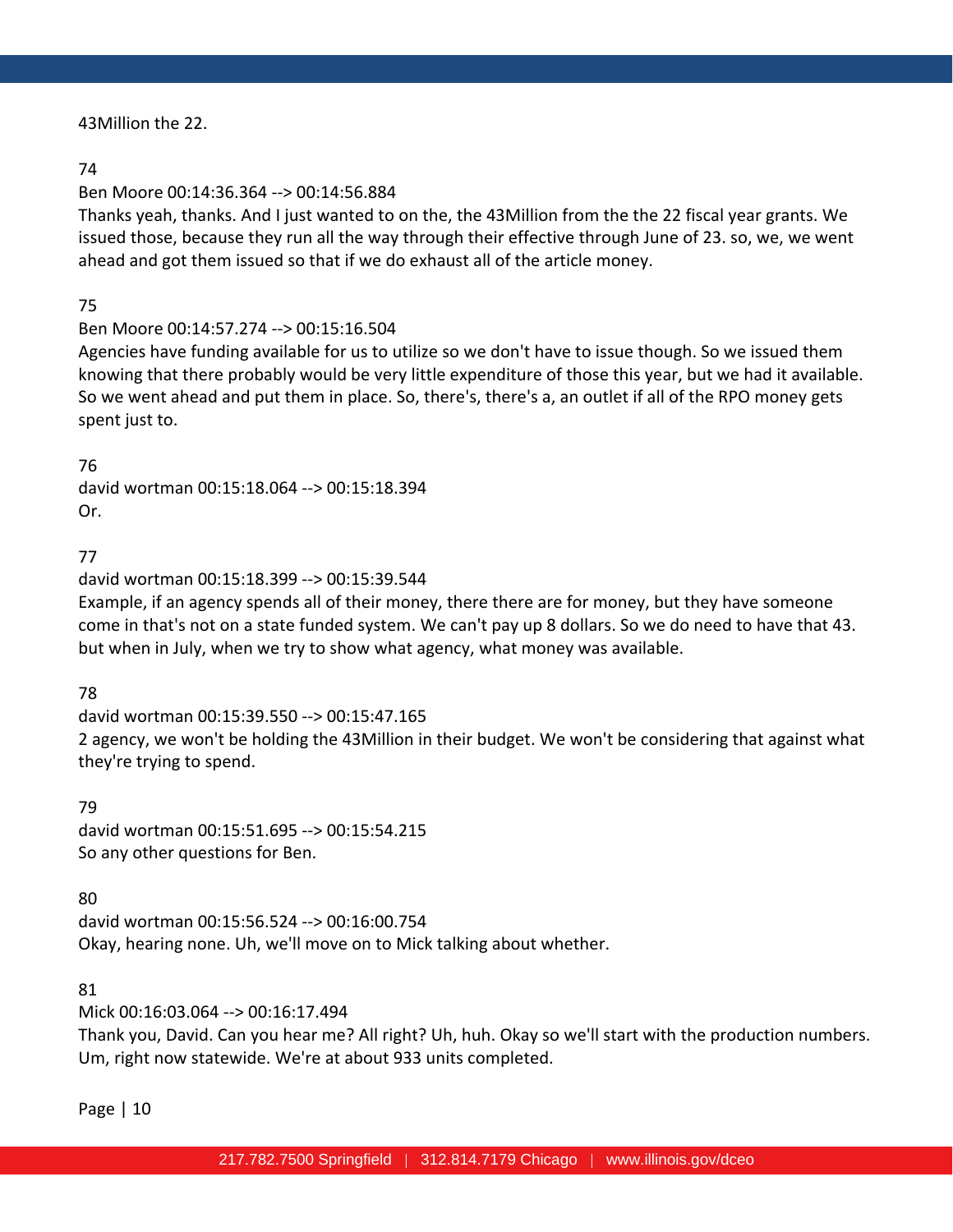43Million the 22.

74

Ben Moore 00:14:36.364 --> 00:14:56.884

Thanks yeah, thanks. And I just wanted to on the, the 43Million from the the 22 fiscal year grants. We issued those, because they run all the way through their effective through June of 23. so, we, we went ahead and got them issued so that if we do exhaust all of the article money.

75

Ben Moore 00:14:57.274 --> 00:15:16.504

Agencies have funding available for us to utilize so we don't have to issue though. So we issued them knowing that there probably would be very little expenditure of those this year, but we had it available. So we went ahead and put them in place. So, there's, there's a, an outlet if all of the RPO money gets spent just to.

76

david wortman 00:15:18.064 --> 00:15:18.394

Or.

77

david wortman 00:15:18.399 --> 00:15:39.544

Example, if an agency spends all of their money, there there are for money, but they have someone come in that's not on a state funded system. We can't pay up 8 dollars. So we do need to have that 43. but when in July, when we try to show what agency, what money was available.

78

david wortman 00:15:39.550 --> 00:15:47.165

2 agency, we won't be holding the 43Million in their budget. We won't be considering that against what they're trying to spend.

79

david wortman 00:15:51.695 --> 00:15:54.215

So any other questions for Ben.

80

david wortman 00:15:56.524 --> 00:16:00.754

Okay, hearing none. Uh, we'll move on to Mick talking about whether.

81

Mick 00:16:03.064 --> 00:16:17.494

Thank you, David. Can you hear me? All right? Uh, huh. Okay so we'll start with the production numbers. Um, right now statewide. We're at about 933 units completed.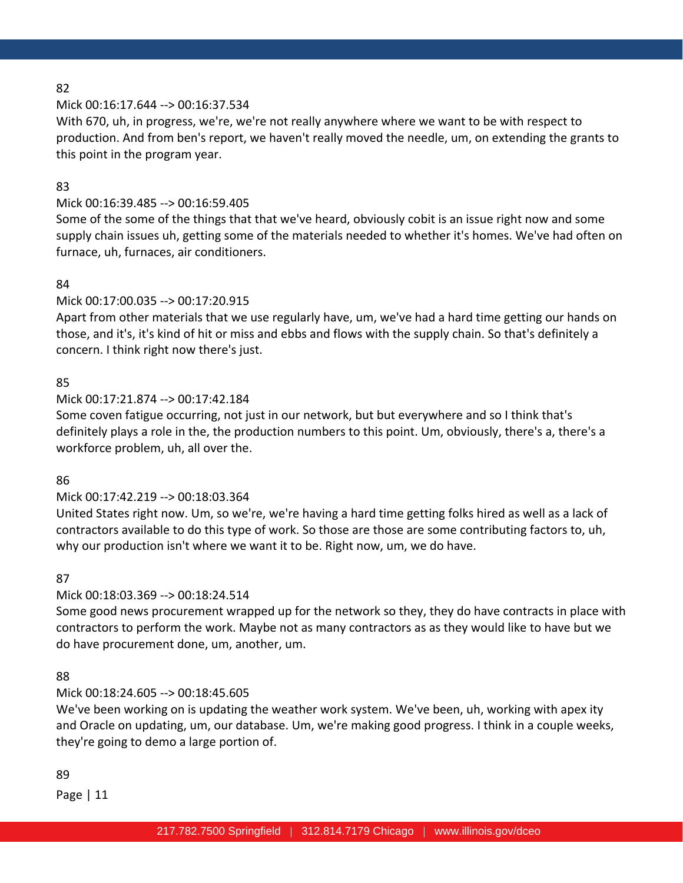82

Mick 00:16:17.644 --> 00:16:37.534

With 670, uh, in progress, we're, we're not really anywhere where we want to be with respect to production. And from ben's report, we haven't really moved the needle, um, on extending the grants to this point in the program year.

83

Mick 00:16:39.485 --> 00:16:59.405

Some of the some of the things that that we've heard, obviously cobit is an issue right now and some supply chain issues uh, getting some of the materials needed to whether it's homes. We've had often on furnace, uh, furnaces, air conditioners.

84

Mick 00:17:00.035 --> 00:17:20.915

Apart from other materials that we use regularly have, um, we've had a hard time getting our hands on those, and it's, it's kind of hit or miss and ebbs and flows with the supply chain. So that's definitely a concern. I think right now there's just.

85

Mick 00:17:21.874 --> 00:17:42.184

Some coven fatigue occurring, not just in our network, but but everywhere and so I think that's definitely plays a role in the, the production numbers to this point. Um, obviously, there's a, there's a workforce problem, uh, all over the.

86

Mick 00:17:42.219 --> 00:18:03.364

United States right now. Um, so we're, we're having a hard time getting folks hired as well as a lack of contractors available to do this type of work. So those are those are some contributing factors to, uh, why our production isn't where we want it to be. Right now, um, we do have.

87

Mick 00:18:03.369 --> 00:18:24.514

Some good news procurement wrapped up for the network so they, they do have contracts in place with contractors to perform the work. Maybe not as many contractors as as they would like to have but we do have procurement done, um, another, um.

88

Mick 00:18:24.605 --> 00:18:45.605

We've been working on is updating the weather work system. We've been, uh, working with apex ity and Oracle on updating, um, our database. Um, we're making good progress. I think in a couple weeks, they're going to demo a large portion of.

89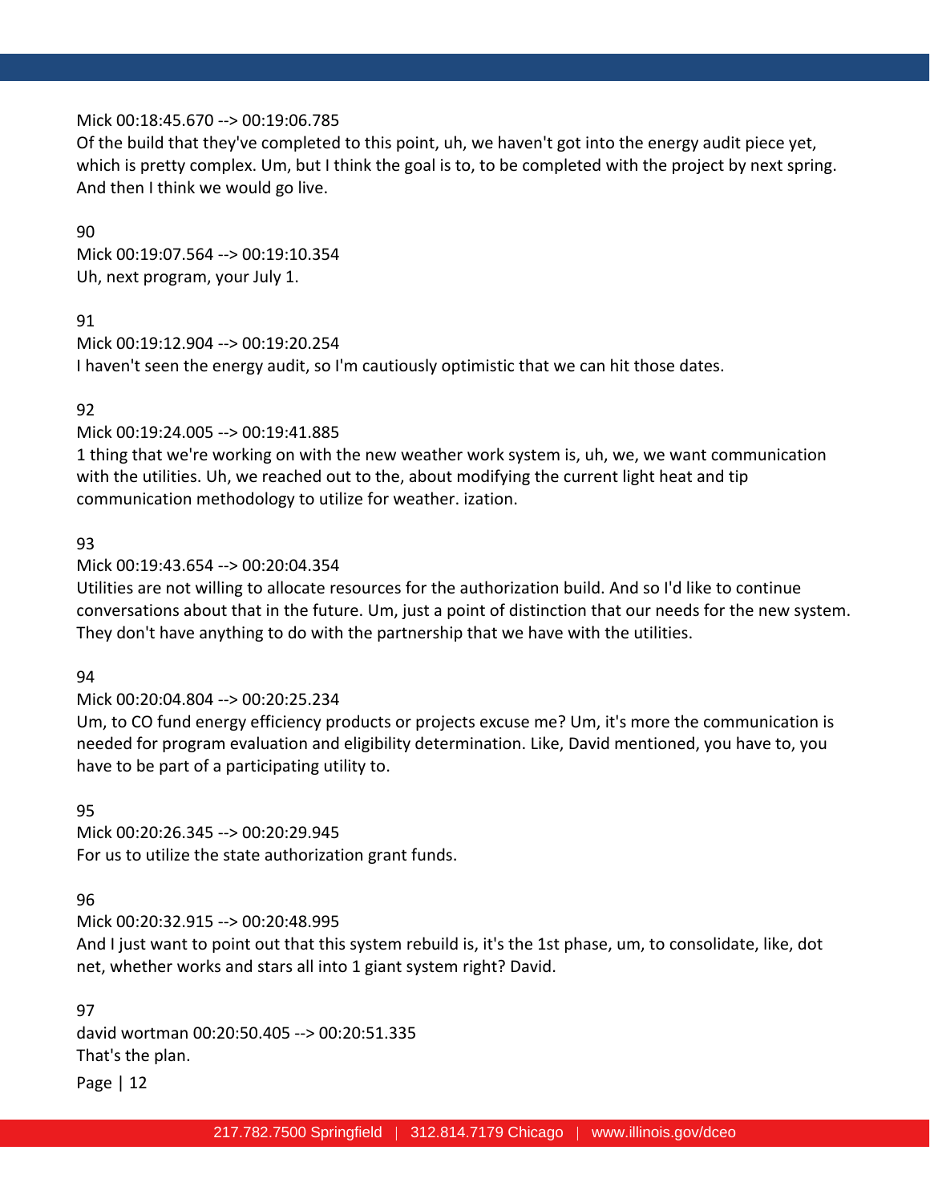Mick 00:18:45.670 --> 00:19:06.785
Of the build that they've completed to this point, uh, we haven't got into the energy audit piece yet, which is pretty complex. Um, but I think the goal is to, to be completed with the project by next spring. And then I think we would go live.

90
Mick 00:19:07.564 --> 00:19:10.354
Uh, next program, your July 1.

91
Mick 00:19:12.904 --> 00:19:20.254
I haven't seen the energy audit, so I'm cautiously optimistic that we can hit those dates.

92
Mick 00:19:24.005 --> 00:19:41.885
1 thing that we're working on with the new weather work system is, uh, we, we want communication with the utilities. Uh, we reached out to the, about modifying the current light heat and tip communication methodology to utilize for weather. ization.

93
Mick 00:19:43.654 --> 00:20:04.354
Utilities are not willing to allocate resources for the authorization build. And so I'd like to continue conversations about that in the future. Um, just a point of distinction that our needs for the new system. They don't have anything to do with the partnership that we have with the utilities.

94
Mick 00:20:04.804 --> 00:20:25.234
Um, to CO fund energy efficiency products or projects excuse me? Um, it's more the communication is needed for program evaluation and eligibility determination. Like, David mentioned, you have to, you have to be part of a participating utility to.

95
Mick 00:20:26.345 --> 00:20:29.945
For us to utilize the state authorization grant funds.

96
Mick 00:20:32.915 --> 00:20:48.995
And I just want to point out that this system rebuild is, it's the 1st phase, um, to consolidate, like, dot net, whether works and stars all into 1 giant system right? David.

97
david wortman 00:20:50.405 --> 00:20:51.335
That's the plan.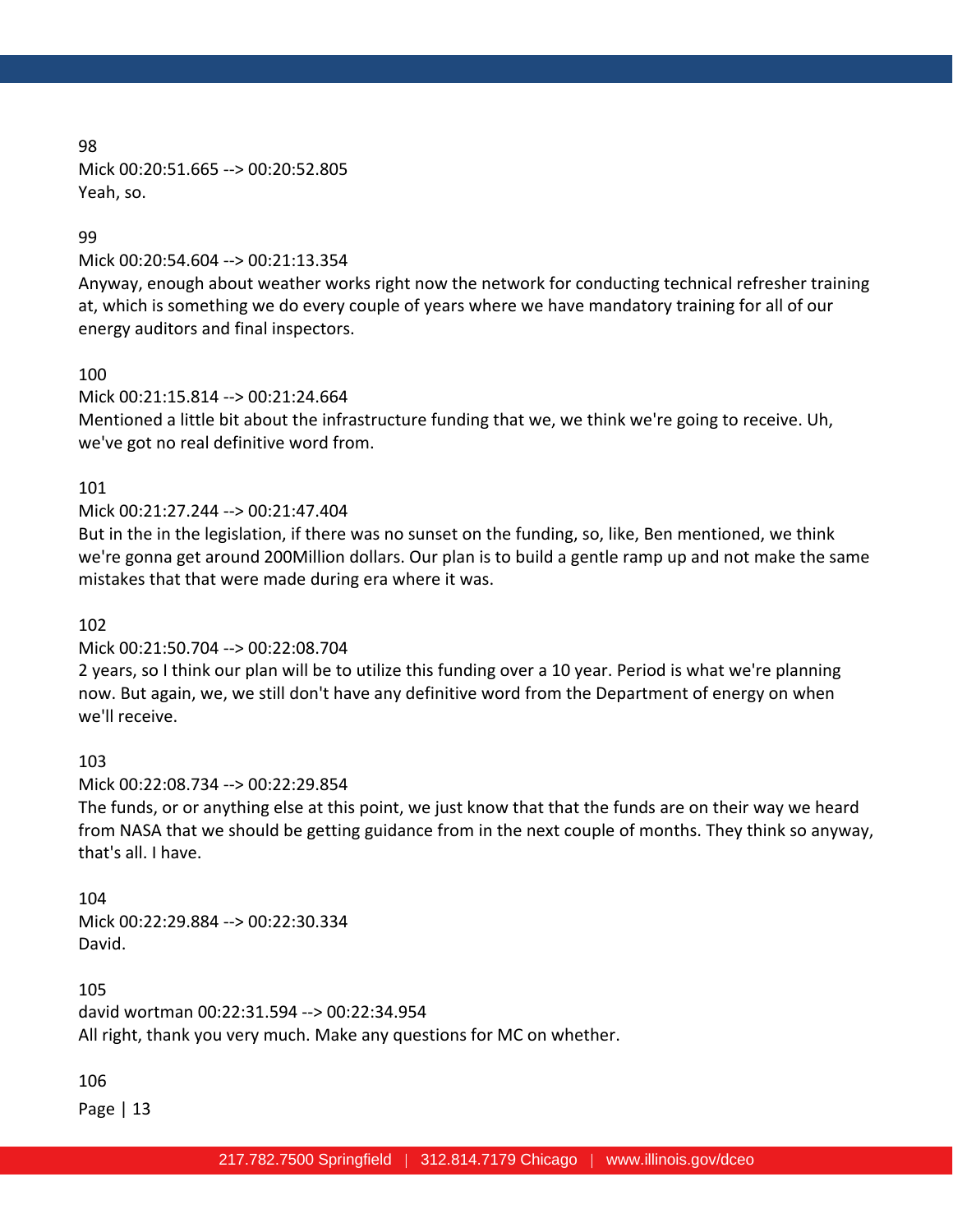98
Mick 00:20:51.665 --> 00:20:52.805
Yeah, so.

99
Mick 00:20:54.604 --> 00:21:13.354
Anyway, enough about weather works right now the network for conducting technical refresher training at, which is something we do every couple of years where we have mandatory training for all of our energy auditors and final inspectors.

100
Mick 00:21:15.814 --> 00:21:24.664
Mentioned a little bit about the infrastructure funding that we, we think we're going to receive. Uh, we've got no real definitive word from.

101
Mick 00:21:27.244 --> 00:21:47.404
But in the in the legislation, if there was no sunset on the funding, so, like, Ben mentioned, we think we're gonna get around 200Million dollars. Our plan is to build a gentle ramp up and not make the same mistakes that that were made during era where it was.

102
Mick 00:21:50.704 --> 00:22:08.704
2 years, so I think our plan will be to utilize this funding over a 10 year. Period is what we're planning now. But again, we, we still don't have any definitive word from the Department of energy on when we'll receive.

103
Mick 00:22:08.734 --> 00:22:29.854
The funds, or or anything else at this point, we just know that that the funds are on their way we heard from NASA that we should be getting guidance from in the next couple of months. They think so anyway, that's all. I have.

104
Mick 00:22:29.884 --> 00:22:30.334
David.

105
david wortman 00:22:31.594 --> 00:22:34.954
All right, thank you very much. Make any questions for MC on whether.

106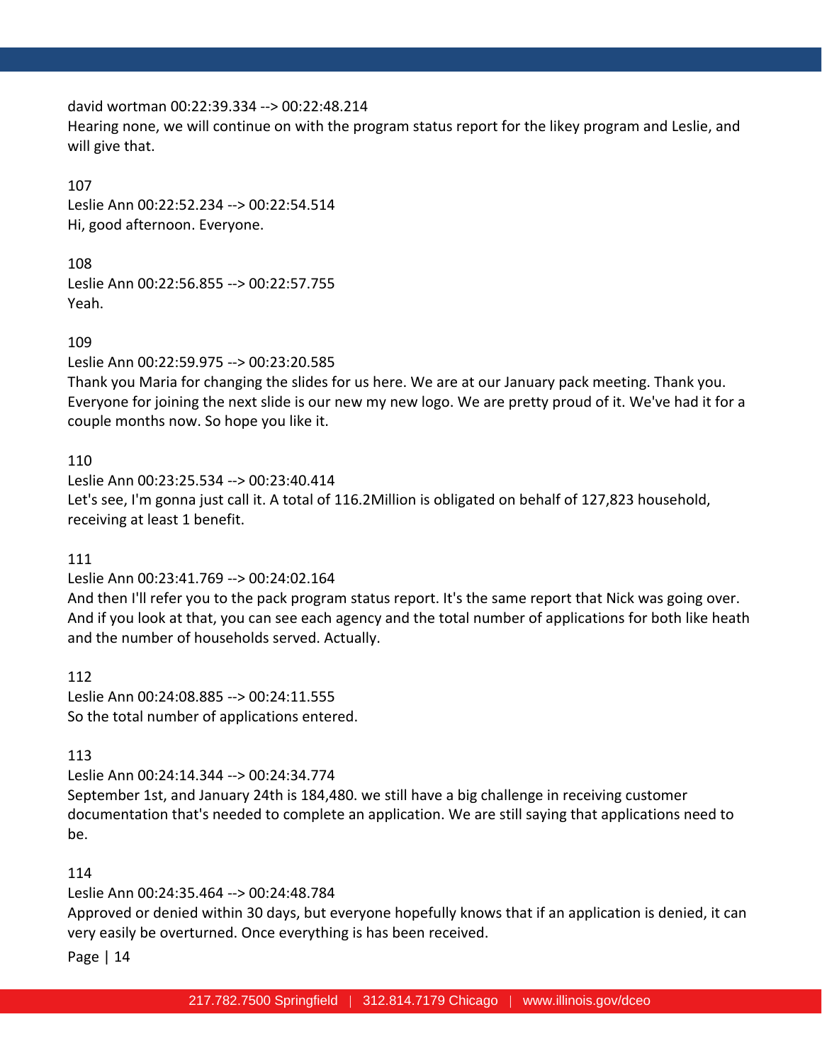david wortman 00:22:39.334 --> 00:22:48.214
Hearing none, we will continue on with the program status report for the likey program and Leslie, and will give that.

107
Leslie Ann 00:22:52.234 --> 00:22:54.514
Hi, good afternoon. Everyone.

108
Leslie Ann 00:22:56.855 --> 00:22:57.755
Yeah.

109
Leslie Ann 00:22:59.975 --> 00:23:20.585
Thank you Maria for changing the slides for us here. We are at our January pack meeting. Thank you. Everyone for joining the next slide is our new my new logo. We are pretty proud of it. We've had it for a couple months now. So hope you like it.

110
Leslie Ann 00:23:25.534 --> 00:23:40.414
Let's see, I'm gonna just call it. A total of 116.2Million is obligated on behalf of 127,823 household, receiving at least 1 benefit.

111
Leslie Ann 00:23:41.769 --> 00:24:02.164
And then I'll refer you to the pack program status report. It's the same report that Nick was going over. And if you look at that, you can see each agency and the total number of applications for both like heath and the number of households served. Actually.

112
Leslie Ann 00:24:08.885 --> 00:24:11.555
So the total number of applications entered.

113
Leslie Ann 00:24:14.344 --> 00:24:34.774
September 1st, and January 24th is 184,480. we still have a big challenge in receiving customer documentation that's needed to complete an application. We are still saying that applications need to be.

114
Leslie Ann 00:24:35.464 --> 00:24:48.784
Approved or denied within 30 days, but everyone hopefully knows that if an application is denied, it can very easily be overturned. Once everything is has been received.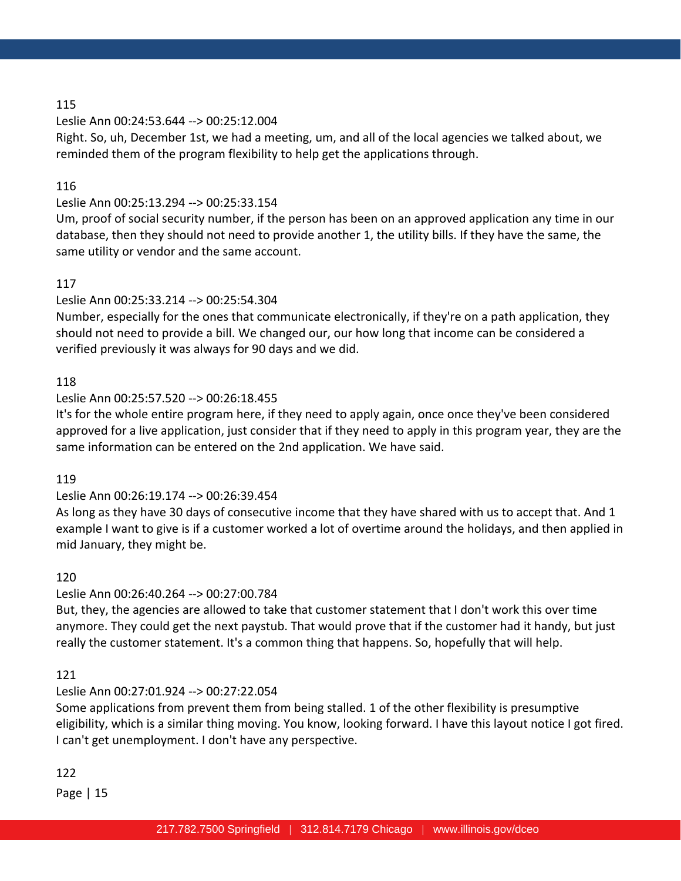115

Leslie Ann 00:24:53.644 --> 00:25:12.004

Right. So, uh, December 1st, we had a meeting, um, and all of the local agencies we talked about, we reminded them of the program flexibility to help get the applications through.

116

Leslie Ann 00:25:13.294 --> 00:25:33.154

Um, proof of social security number, if the person has been on an approved application any time in our database, then they should not need to provide another 1, the utility bills. If they have the same, the same utility or vendor and the same account.

117

Leslie Ann 00:25:33.214 --> 00:25:54.304

Number, especially for the ones that communicate electronically, if they're on a path application, they should not need to provide a bill. We changed our, our how long that income can be considered a verified previously it was always for 90 days and we did.

118

Leslie Ann 00:25:57.520 --> 00:26:18.455

It's for the whole entire program here, if they need to apply again, once once they've been considered approved for a live application, just consider that if they need to apply in this program year, they are the same information can be entered on the 2nd application. We have said.

119

Leslie Ann 00:26:19.174 --> 00:26:39.454

As long as they have 30 days of consecutive income that they have shared with us to accept that. And 1 example I want to give is if a customer worked a lot of overtime around the holidays, and then applied in mid January, they might be.

120

Leslie Ann 00:26:40.264 --> 00:27:00.784

But, they, the agencies are allowed to take that customer statement that I don't work this over time anymore. They could get the next paystub. That would prove that if the customer had it handy, but just really the customer statement. It's a common thing that happens. So, hopefully that will help.

121

Leslie Ann 00:27:01.924 --> 00:27:22.054

Some applications from prevent them from being stalled. 1 of the other flexibility is presumptive eligibility, which is a similar thing moving. You know, looking forward. I have this layout notice I got fired. I can't get unemployment. I don't have any perspective.

122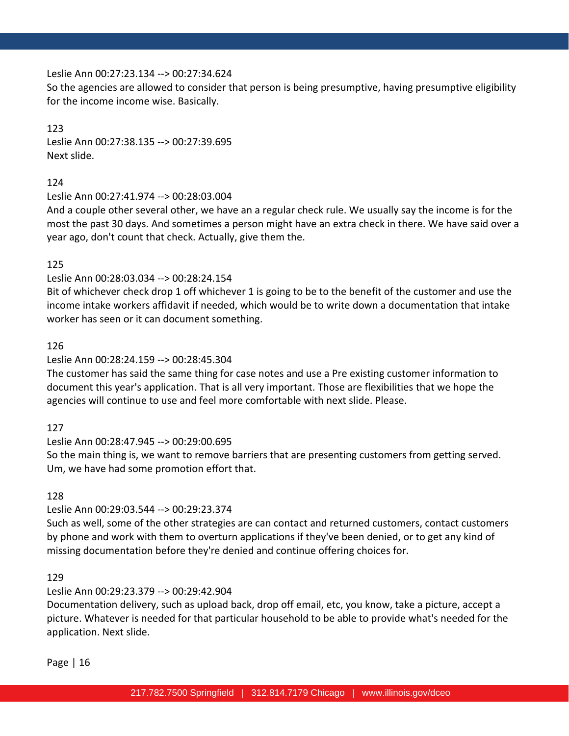Leslie Ann 00:27:23.134 --> 00:27:34.624
So the agencies are allowed to consider that person is being presumptive, having presumptive eligibility for the income income wise. Basically.

123
Leslie Ann 00:27:38.135 --> 00:27:39.695
Next slide.

124
Leslie Ann 00:27:41.974 --> 00:28:03.004
And a couple other several other, we have an a regular check rule. We usually say the income is for the most the past 30 days. And sometimes a person might have an extra check in there. We have said over a year ago, don't count that check. Actually, give them the.

125
Leslie Ann 00:28:03.034 --> 00:28:24.154
Bit of whichever check drop 1 off whichever 1 is going to be to the benefit of the customer and use the income intake workers affidavit if needed, which would be to write down a documentation that intake worker has seen or it can document something.

126
Leslie Ann 00:28:24.159 --> 00:28:45.304
The customer has said the same thing for case notes and use a Pre existing customer information to document this year's application. That is all very important. Those are flexibilities that we hope the agencies will continue to use and feel more comfortable with next slide. Please.

127
Leslie Ann 00:28:47.945 --> 00:29:00.695
So the main thing is, we want to remove barriers that are presenting customers from getting served. Um, we have had some promotion effort that.

128
Leslie Ann 00:29:03.544 --> 00:29:23.374
Such as well, some of the other strategies are can contact and returned customers, contact customers by phone and work with them to overturn applications if they've been denied, or to get any kind of missing documentation before they're denied and continue offering choices for.

129
Leslie Ann 00:29:23.379 --> 00:29:42.904
Documentation delivery, such as upload back, drop off email, etc, you know, take a picture, accept a picture. Whatever is needed for that particular household to be able to provide what's needed for the application. Next slide.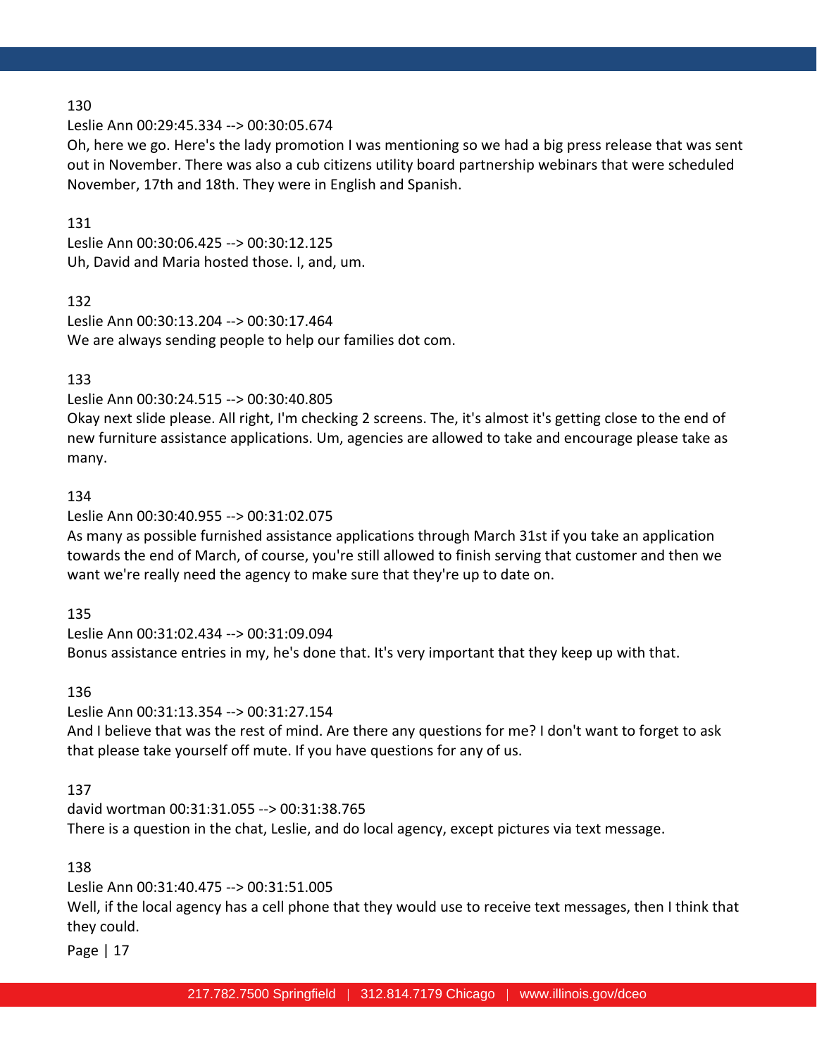130

Leslie Ann 00:29:45.334 --> 00:30:05.674

Oh, here we go. Here's the lady promotion I was mentioning so we had a big press release that was sent out in November. There was also a cub citizens utility board partnership webinars that were scheduled November, 17th and 18th. They were in English and Spanish.

131

Leslie Ann 00:30:06.425 --> 00:30:12.125

Uh, David and Maria hosted those. I, and, um.

132

Leslie Ann 00:30:13.204 --> 00:30:17.464

We are always sending people to help our families dot com.

133

Leslie Ann 00:30:24.515 --> 00:30:40.805

Okay next slide please. All right, I'm checking 2 screens. The, it's almost it's getting close to the end of new furniture assistance applications. Um, agencies are allowed to take and encourage please take as many.

134

Leslie Ann 00:30:40.955 --> 00:31:02.075

As many as possible furnished assistance applications through March 31st if you take an application towards the end of March, of course, you're still allowed to finish serving that customer and then we want we're really need the agency to make sure that they're up to date on.

135

Leslie Ann 00:31:02.434 --> 00:31:09.094

Bonus assistance entries in my, he's done that. It's very important that they keep up with that.

136

Leslie Ann 00:31:13.354 --> 00:31:27.154

And I believe that was the rest of mind. Are there any questions for me? I don't want to forget to ask that please take yourself off mute. If you have questions for any of us.

137

david wortman 00:31:31.055 --> 00:31:38.765

There is a question in the chat, Leslie, and do local agency, except pictures via text message.

138

Leslie Ann 00:31:40.475 --> 00:31:51.005

Well, if the local agency has a cell phone that they would use to receive text messages, then I think that they could.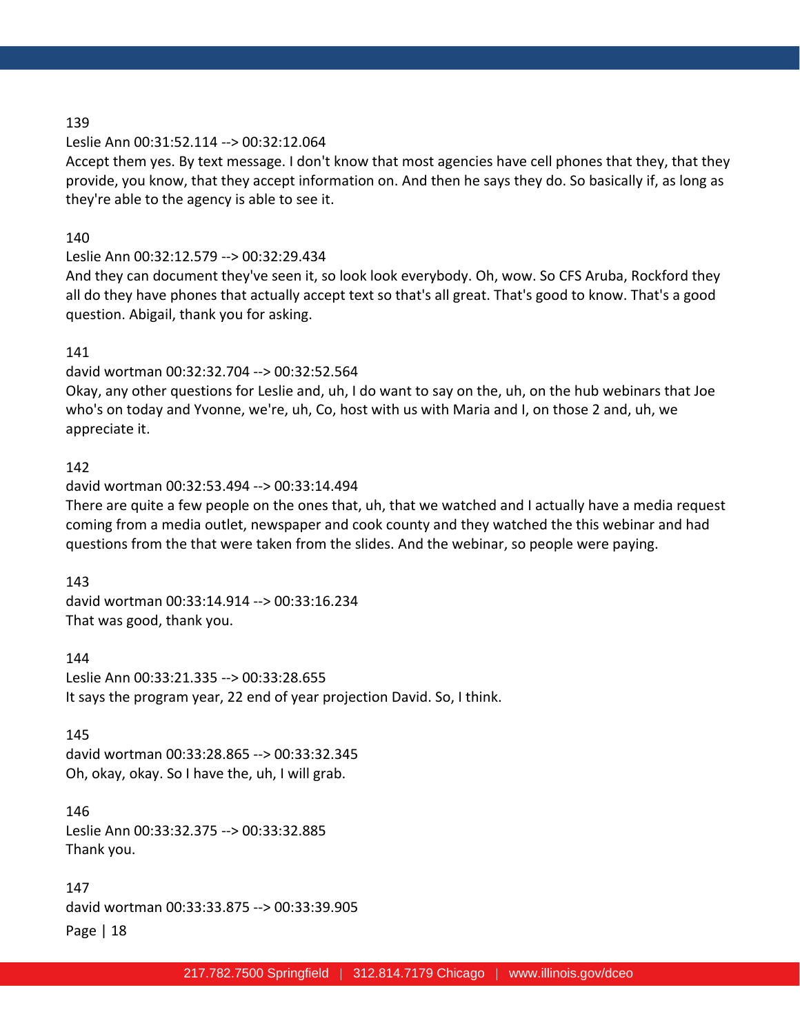139

Leslie Ann 00:31:52.114 --> 00:32:12.064

Accept them yes. By text message. I don't know that most agencies have cell phones that they, that they provide, you know, that they accept information on. And then he says they do. So basically if, as long as they're able to the agency is able to see it.

140

Leslie Ann 00:32:12.579 --> 00:32:29.434

And they can document they've seen it, so look look everybody. Oh, wow. So CFS Aruba, Rockford they all do they have phones that actually accept text so that's all great. That's good to know. That's a good question. Abigail, thank you for asking.

141

david wortman 00:32:32.704 --> 00:32:52.564

Okay, any other questions for Leslie and, uh, I do want to say on the, uh, on the hub webinars that Joe who's on today and Yvonne, we're, uh, Co, host with us with Maria and I, on those 2 and, uh, we appreciate it.

142

david wortman 00:32:53.494 --> 00:33:14.494

There are quite a few people on the ones that, uh, that we watched and I actually have a media request coming from a media outlet, newspaper and cook county and they watched the this webinar and had questions from the that were taken from the slides. And the webinar, so people were paying.

143

david wortman 00:33:14.914 --> 00:33:16.234

That was good, thank you.

144

Leslie Ann 00:33:21.335 --> 00:33:28.655

It says the program year, 22 end of year projection David. So, I think.

145

david wortman 00:33:28.865 --> 00:33:32.345

Oh, okay, okay. So I have the, uh, I will grab.

146

Leslie Ann 00:33:32.375 --> 00:33:32.885

Thank you.

147

david wortman 00:33:33.875 --> 00:33:39.905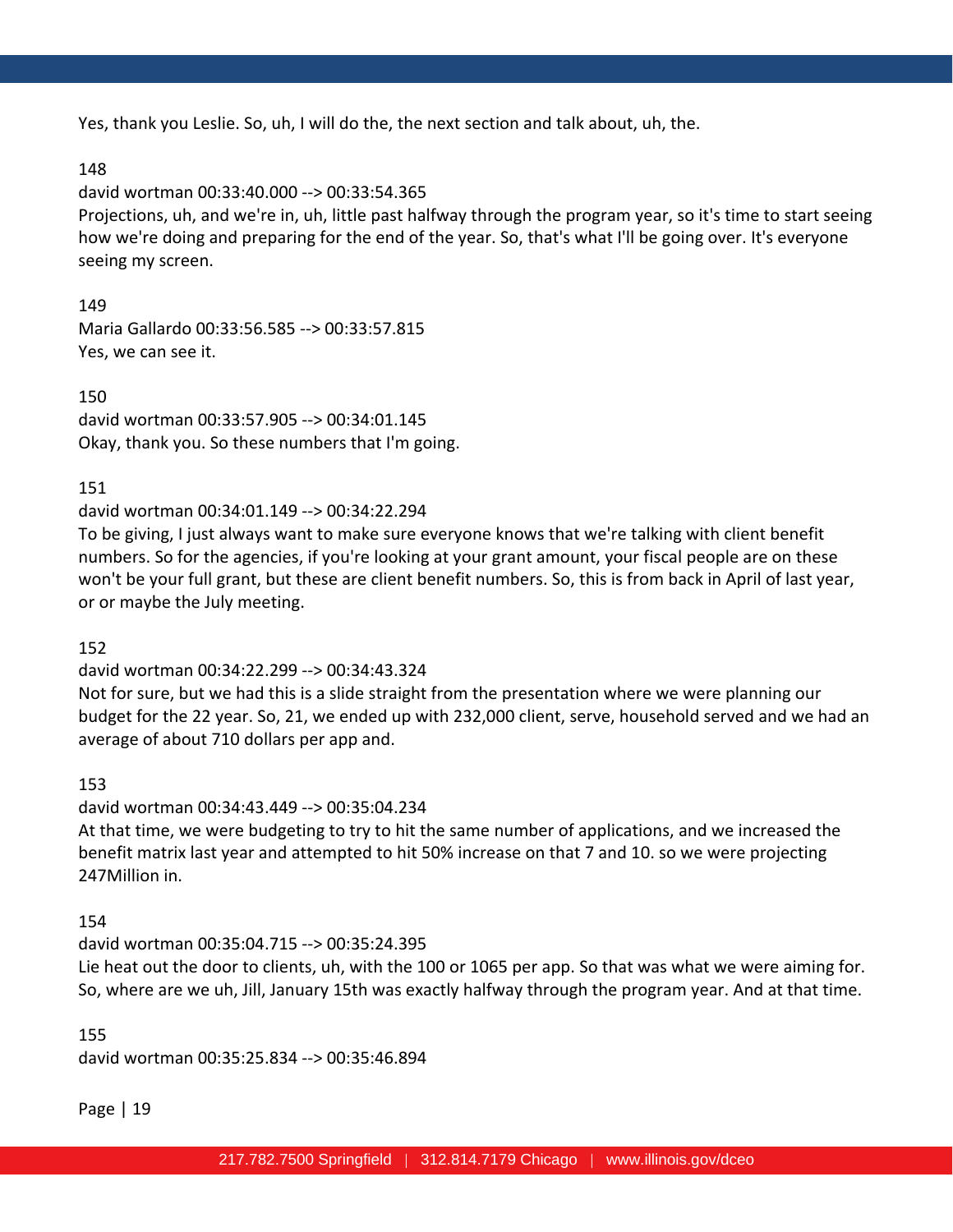Yes, thank you Leslie. So, uh, I will do the, the next section and talk about, uh, the.

148

david wortman 00:33:40.000 --> 00:33:54.365

Projections, uh, and we're in, uh, little past halfway through the program year, so it's time to start seeing how we're doing and preparing for the end of the year. So, that's what I'll be going over. It's everyone seeing my screen.

149

Maria Gallardo 00:33:56.585 --> 00:33:57.815

Yes, we can see it.

150

david wortman 00:33:57.905 --> 00:34:01.145

Okay, thank you. So these numbers that I'm going.

151

david wortman 00:34:01.149 --> 00:34:22.294

To be giving, I just always want to make sure everyone knows that we're talking with client benefit numbers. So for the agencies, if you're looking at your grant amount, your fiscal people are on these won't be your full grant, but these are client benefit numbers. So, this is from back in April of last year, or or maybe the July meeting.

152

david wortman 00:34:22.299 --> 00:34:43.324

Not for sure, but we had this is a slide straight from the presentation where we were planning our budget for the 22 year. So, 21, we ended up with 232,000 client, serve, household served and we had an average of about 710 dollars per app and.

153

david wortman 00:34:43.449 --> 00:35:04.234

At that time, we were budgeting to try to hit the same number of applications, and we increased the benefit matrix last year and attempted to hit 50% increase on that 7 and 10. so we were projecting 247Million in.

154

david wortman 00:35:04.715 --> 00:35:24.395

Lie heat out the door to clients, uh, with the 100 or 1065 per app. So that was what we were aiming for. So, where are we uh, Jill, January 15th was exactly halfway through the program year. And at that time.

155

david wortman 00:35:25.834 --> 00:35:46.894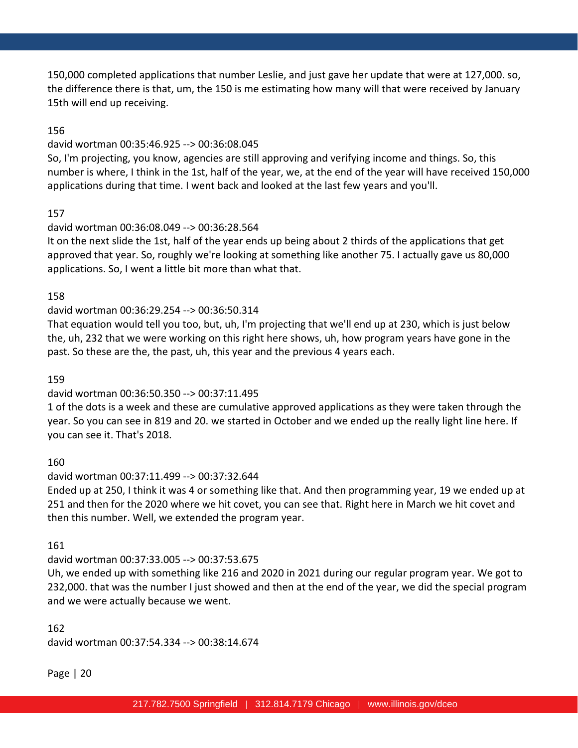150,000 completed applications that number Leslie, and just gave her update that were at 127,000. so, the difference there is that, um, the 150 is me estimating how many will that were received by January 15th will end up receiving.

156

david wortman 00:35:46.925 --> 00:36:08.045

So, I'm projecting, you know, agencies are still approving and verifying income and things. So, this number is where, I think in the 1st, half of the year, we, at the end of the year will have received 150,000 applications during that time. I went back and looked at the last few years and you'll.

157

david wortman 00:36:08.049 --> 00:36:28.564

It on the next slide the 1st, half of the year ends up being about 2 thirds of the applications that get approved that year. So, roughly we're looking at something like another 75. I actually gave us 80,000 applications. So, I went a little bit more than what that.

158

david wortman 00:36:29.254 --> 00:36:50.314

That equation would tell you too, but, uh, I'm projecting that we'll end up at 230, which is just below the, uh, 232 that we were working on this right here shows, uh, how program years have gone in the past. So these are the, the past, uh, this year and the previous 4 years each.

159

david wortman 00:36:50.350 --> 00:37:11.495

1 of the dots is a week and these are cumulative approved applications as they were taken through the year. So you can see in 819 and 20. we started in October and we ended up the really light line here. If you can see it. That's 2018.

160

david wortman 00:37:11.499 --> 00:37:32.644

Ended up at 250, I think it was 4 or something like that. And then programming year, 19 we ended up at 251 and then for the 2020 where we hit covet, you can see that. Right here in March we hit covet and then this number. Well, we extended the program year.

161

david wortman 00:37:33.005 --> 00:37:53.675

Uh, we ended up with something like 216 and 2020 in 2021 during our regular program year. We got to 232,000. that was the number I just showed and then at the end of the year, we did the special program and we were actually because we went.

162

david wortman 00:37:54.334 --> 00:38:14.674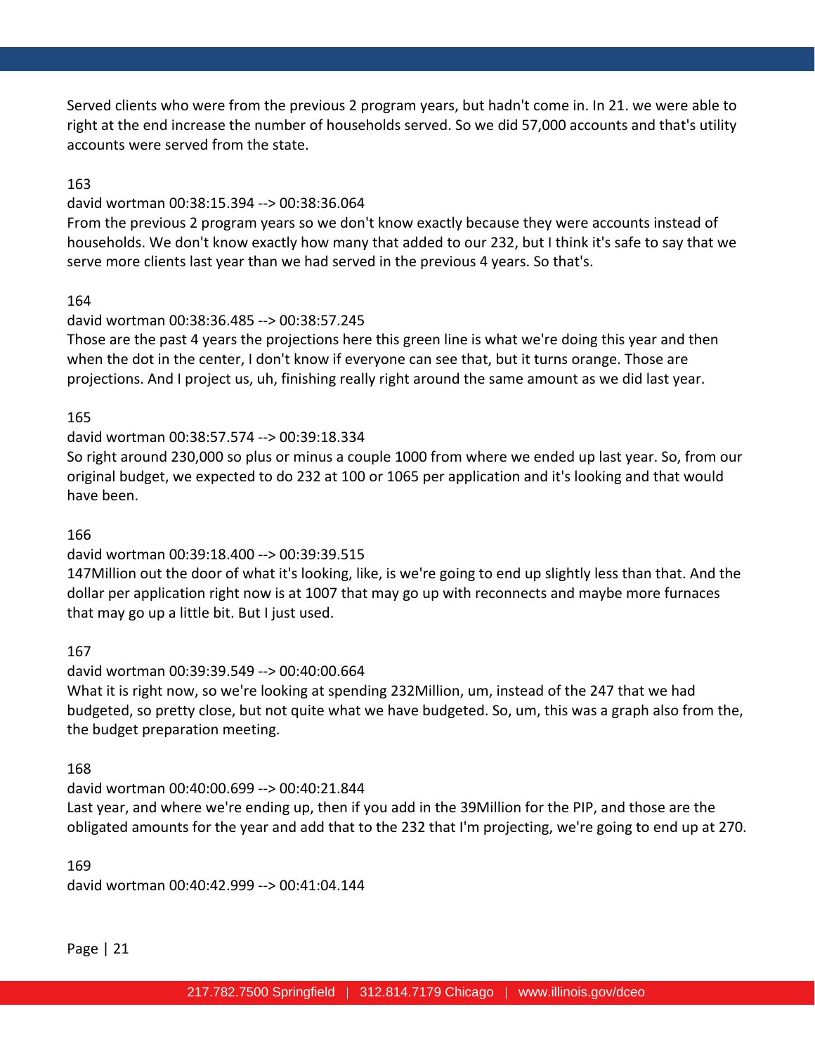Served clients who were from the previous 2 program years, but hadn't come in. In 21. we were able to right at the end increase the number of households served. So we did 57,000 accounts and that's utility accounts were served from the state.

163

david wortman 00:38:15.394 --> 00:38:36.064

From the previous 2 program years so we don't know exactly because they were accounts instead of households. We don't know exactly how many that added to our 232, but I think it's safe to say that we serve more clients last year than we had served in the previous 4 years. So that's.

164

david wortman 00:38:36.485 --> 00:38:57.245

Those are the past 4 years the projections here this green line is what we're doing this year and then when the dot in the center, I don't know if everyone can see that, but it turns orange. Those are projections. And I project us, uh, finishing really right around the same amount as we did last year.

165

david wortman 00:38:57.574 --> 00:39:18.334

So right around 230,000 so plus or minus a couple 1000 from where we ended up last year. So, from our original budget, we expected to do 232 at 100 or 1065 per application and it's looking and that would have been.

166

david wortman 00:39:18.400 --> 00:39:39.515

147Million out the door of what it's looking, like, is we're going to end up slightly less than that. And the dollar per application right now is at 1007 that may go up with reconnects and maybe more furnaces that may go up a little bit. But I just used.

167

david wortman 00:39:39.549 --> 00:40:00.664

What it is right now, so we're looking at spending 232Million, um, instead of the 247 that we had budgeted, so pretty close, but not quite what we have budgeted. So, um, this was a graph also from the, the budget preparation meeting.

168

david wortman 00:40:00.699 --> 00:40:21.844

Last year, and where we're ending up, then if you add in the 39Million for the PIP, and those are the obligated amounts for the year and add that to the 232 that I'm projecting, we're going to end up at 270.

169

david wortman 00:40:42.999 --> 00:41:04.144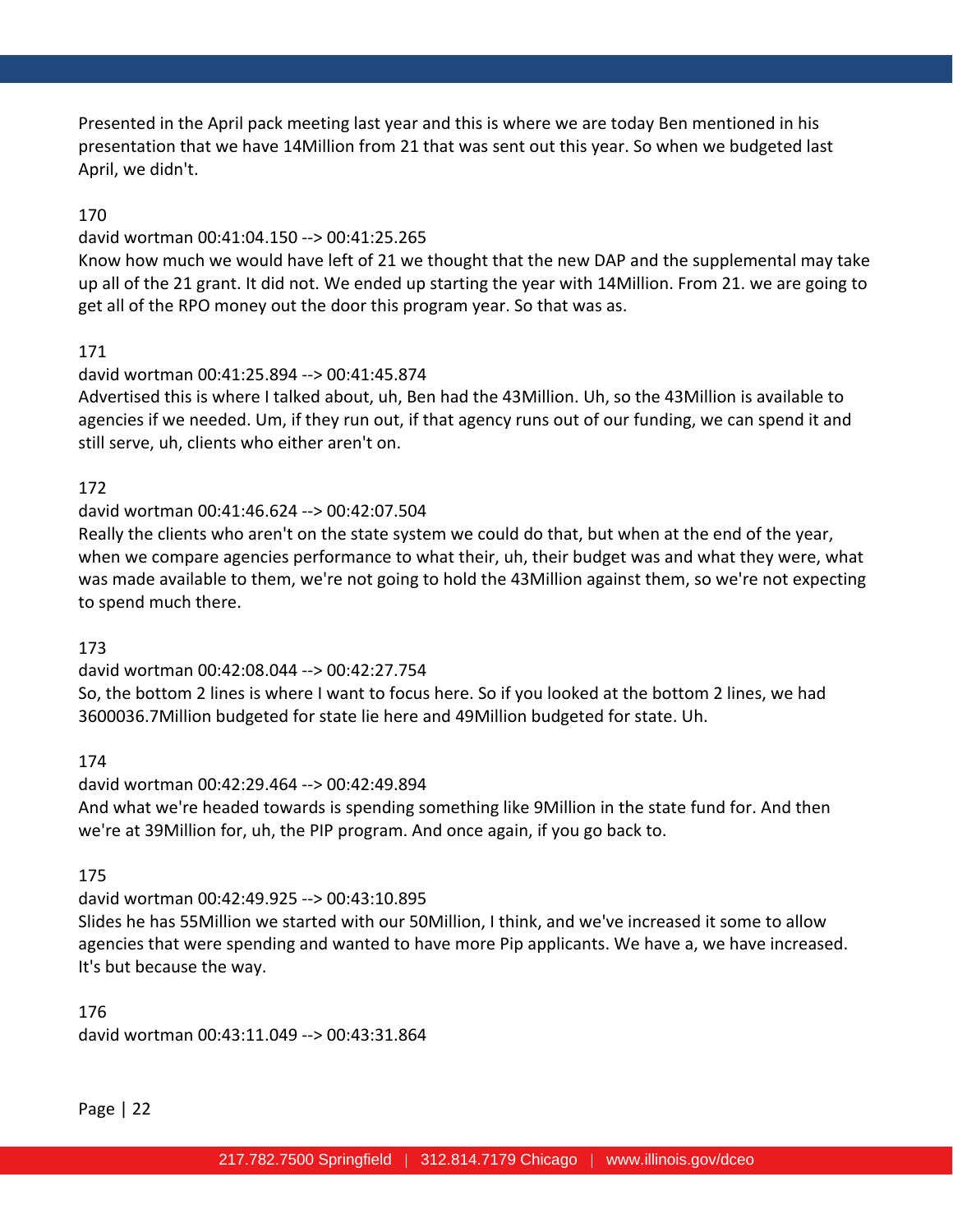Presented in the April pack meeting last year and this is where we are today Ben mentioned in his presentation that we have 14Million from 21 that was sent out this year. So when we budgeted last April, we didn't.

170

david wortman 00:41:04.150 --> 00:41:25.265

Know how much we would have left of 21 we thought that the new DAP and the supplemental may take up all of the 21 grant. It did not. We ended up starting the year with 14Million. From 21. we are going to get all of the RPO money out the door this program year. So that was as.

171

david wortman 00:41:25.894 --> 00:41:45.874

Advertised this is where I talked about, uh, Ben had the 43Million. Uh, so the 43Million is available to agencies if we needed. Um, if they run out, if that agency runs out of our funding, we can spend it and still serve, uh, clients who either aren't on.

172

david wortman 00:41:46.624 --> 00:42:07.504

Really the clients who aren't on the state system we could do that, but when at the end of the year, when we compare agencies performance to what their, uh, their budget was and what they were, what was made available to them, we're not going to hold the 43Million against them, so we're not expecting to spend much there.

173

david wortman 00:42:08.044 --> 00:42:27.754

So, the bottom 2 lines is where I want to focus here. So if you looked at the bottom 2 lines, we had 3600036.7Million budgeted for state lie here and 49Million budgeted for state. Uh.

174

david wortman 00:42:29.464 --> 00:42:49.894

And what we're headed towards is spending something like 9Million in the state fund for. And then we're at 39Million for, uh, the PIP program. And once again, if you go back to.

175

david wortman 00:42:49.925 --> 00:43:10.895

Slides he has 55Million we started with our 50Million, I think, and we've increased it some to allow agencies that were spending and wanted to have more Pip applicants. We have a, we have increased. It's but because the way.

176

david wortman 00:43:11.049 --> 00:43:31.864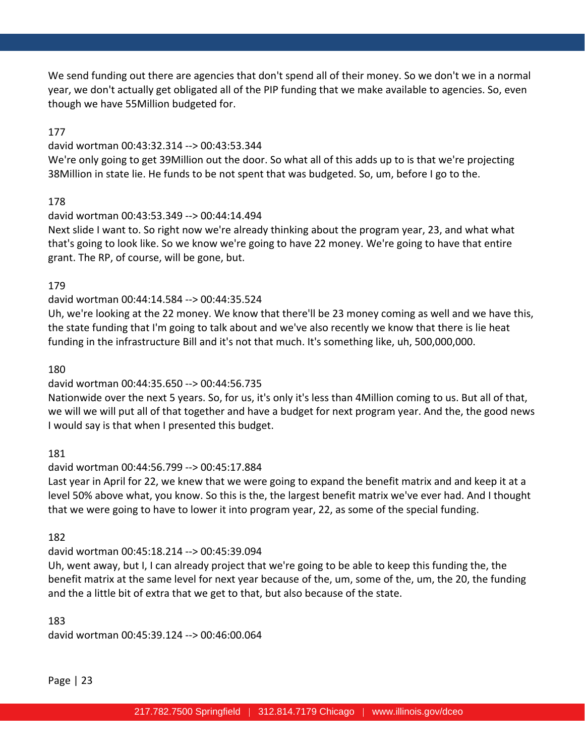We send funding out there are agencies that don't spend all of their money. So we don't we in a normal year, we don't actually get obligated all of the PIP funding that we make available to agencies. So, even though we have 55Million budgeted for.

177

david wortman 00:43:32.314 --> 00:43:53.344

We're only going to get 39Million out the door. So what all of this adds up to is that we're projecting 38Million in state lie. He funds to be not spent that was budgeted. So, um, before I go to the.

178

david wortman 00:43:53.349 --> 00:44:14.494

Next slide I want to. So right now we're already thinking about the program year, 23, and what what that's going to look like. So we know we're going to have 22 money. We're going to have that entire grant. The RP, of course, will be gone, but.

179

david wortman 00:44:14.584 --> 00:44:35.524

Uh, we're looking at the 22 money. We know that there'll be 23 money coming as well and we have this, the state funding that I'm going to talk about and we've also recently we know that there is lie heat funding in the infrastructure Bill and it's not that much. It's something like, uh, 500,000,000.

180

david wortman 00:44:35.650 --> 00:44:56.735

Nationwide over the next 5 years. So, for us, it's only it's less than 4Million coming to us. But all of that, we will we will put all of that together and have a budget for next program year. And the, the good news I would say is that when I presented this budget.

181

david wortman 00:44:56.799 --> 00:45:17.884

Last year in April for 22, we knew that we were going to expand the benefit matrix and and keep it at a level 50% above what, you know. So this is the, the largest benefit matrix we've ever had. And I thought that we were going to have to lower it into program year, 22, as some of the special funding.

182

david wortman 00:45:18.214 --> 00:45:39.094

Uh, went away, but I, I can already project that we're going to be able to keep this funding the, the benefit matrix at the same level for next year because of the, um, some of the, um, the 20, the funding and the a little bit of extra that we get to that, but also because of the state.

183

david wortman 00:45:39.124 --> 00:46:00.064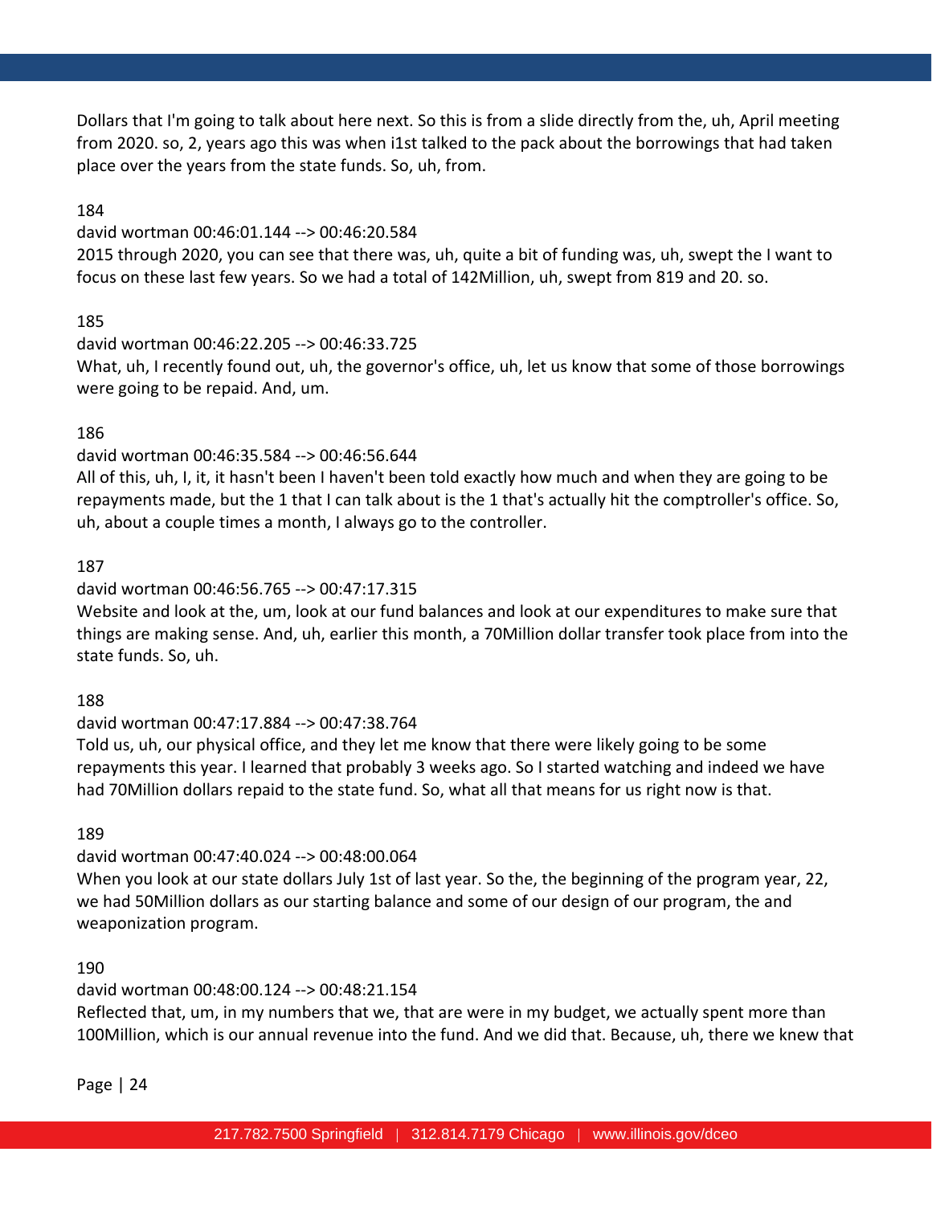Dollars that I'm going to talk about here next. So this is from a slide directly from the, uh, April meeting from 2020. so, 2, years ago this was when i1st talked to the pack about the borrowings that had taken place over the years from the state funds. So, uh, from.

184

david wortman 00:46:01.144 --> 00:46:20.584

2015 through 2020, you can see that there was, uh, quite a bit of funding was, uh, swept the I want to focus on these last few years. So we had a total of 142Million, uh, swept from 819 and 20. so.

185

david wortman 00:46:22.205 --> 00:46:33.725

What, uh, I recently found out, uh, the governor's office, uh, let us know that some of those borrowings were going to be repaid. And, um.

186

david wortman 00:46:35.584 --> 00:46:56.644

All of this, uh, I, it, it hasn't been I haven't been told exactly how much and when they are going to be repayments made, but the 1 that I can talk about is the 1 that's actually hit the comptroller's office. So, uh, about a couple times a month, I always go to the controller.

187

david wortman 00:46:56.765 --> 00:47:17.315

Website and look at the, um, look at our fund balances and look at our expenditures to make sure that things are making sense. And, uh, earlier this month, a 70Million dollar transfer took place from into the state funds. So, uh.

188

david wortman 00:47:17.884 --> 00:47:38.764

Told us, uh, our physical office, and they let me know that there were likely going to be some repayments this year. I learned that probably 3 weeks ago. So I started watching and indeed we have had 70Million dollars repaid to the state fund. So, what all that means for us right now is that.

189

david wortman 00:47:40.024 --> 00:48:00.064

When you look at our state dollars July 1st of last year. So the, the beginning of the program year, 22, we had 50Million dollars as our starting balance and some of our design of our program, the and weaponization program.

190

david wortman 00:48:00.124 --> 00:48:21.154

Reflected that, um, in my numbers that we, that are were in my budget, we actually spent more than 100Million, which is our annual revenue into the fund. And we did that. Because, uh, there we knew that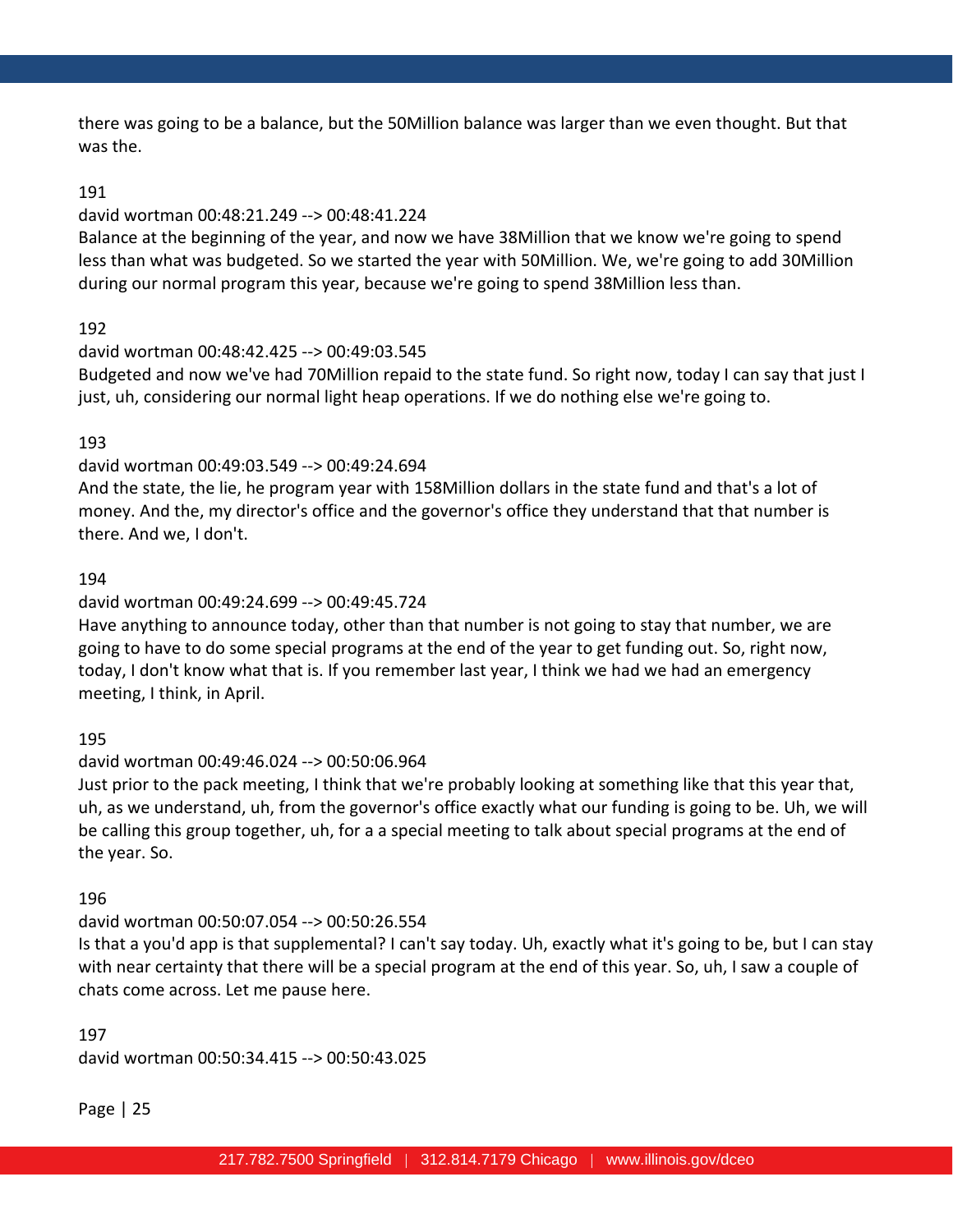there was going to be a balance, but the 50Million balance was larger than we even thought. But that was the.

191

david wortman 00:48:21.249 --> 00:48:41.224

Balance at the beginning of the year, and now we have 38Million that we know we're going to spend less than what was budgeted. So we started the year with 50Million. We, we're going to add 30Million during our normal program this year, because we're going to spend 38Million less than.

192

david wortman 00:48:42.425 --> 00:49:03.545

Budgeted and now we've had 70Million repaid to the state fund. So right now, today I can say that just I just, uh, considering our normal light heap operations. If we do nothing else we're going to.

193

david wortman 00:49:03.549 --> 00:49:24.694

And the state, the lie, he program year with 158Million dollars in the state fund and that's a lot of money. And the, my director's office and the governor's office they understand that that number is there. And we, I don't.

194

david wortman 00:49:24.699 --> 00:49:45.724

Have anything to announce today, other than that number is not going to stay that number, we are going to have to do some special programs at the end of the year to get funding out. So, right now, today, I don't know what that is. If you remember last year, I think we had we had an emergency meeting, I think, in April.

195

david wortman 00:49:46.024 --> 00:50:06.964

Just prior to the pack meeting, I think that we're probably looking at something like that this year that, uh, as we understand, uh, from the governor's office exactly what our funding is going to be. Uh, we will be calling this group together, uh, for a a special meeting to talk about special programs at the end of the year. So.

196

david wortman 00:50:07.054 --> 00:50:26.554

Is that a you'd app is that supplemental? I can't say today. Uh, exactly what it's going to be, but I can stay with near certainty that there will be a special program at the end of this year. So, uh, I saw a couple of chats come across. Let me pause here.

197

david wortman 00:50:34.415 --> 00:50:43.025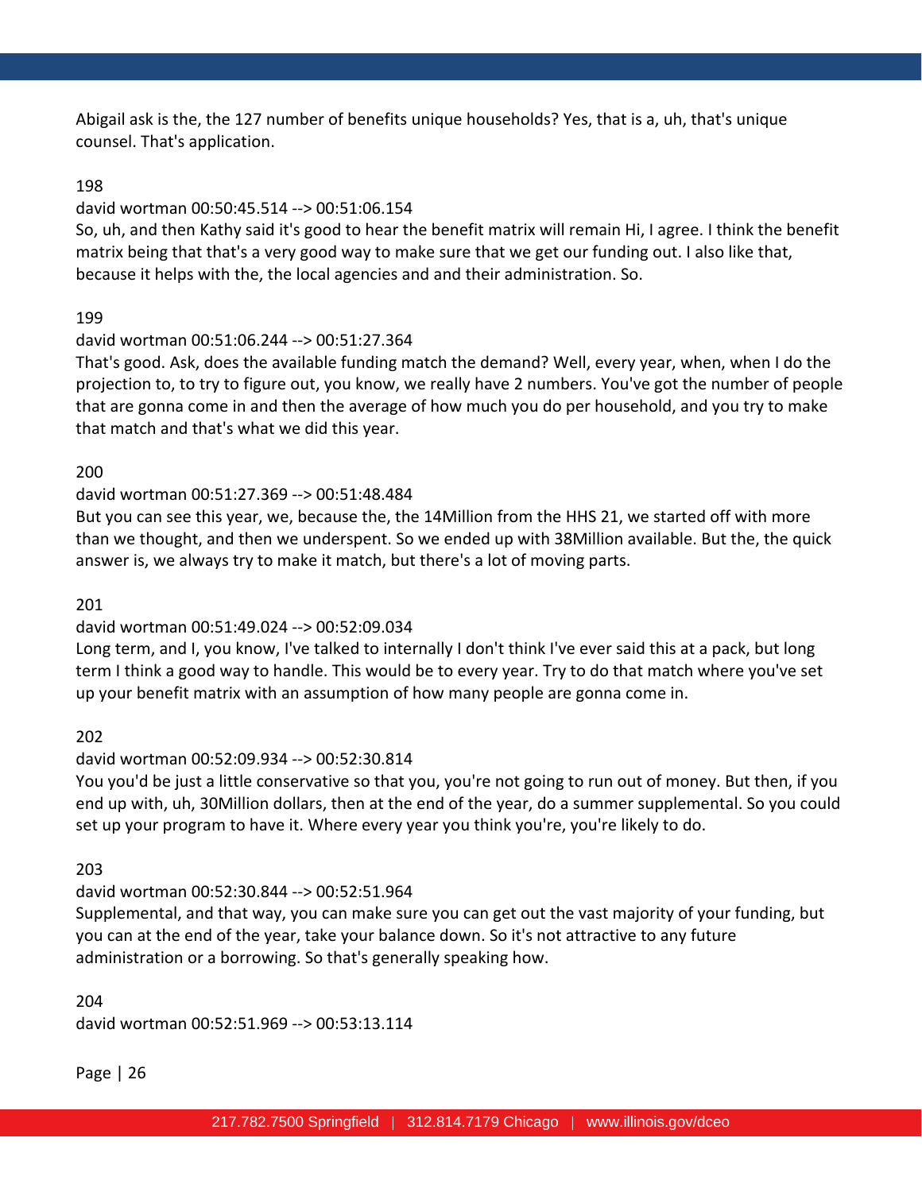Abigail ask is the, the 127 number of benefits unique households? Yes, that is a, uh, that's unique counsel. That's application.

198

david wortman 00:50:45.514 --> 00:51:06.154

So, uh, and then Kathy said it's good to hear the benefit matrix will remain Hi, I agree. I think the benefit matrix being that that's a very good way to make sure that we get our funding out. I also like that, because it helps with the, the local agencies and and their administration. So.

199

david wortman 00:51:06.244 --> 00:51:27.364

That's good. Ask, does the available funding match the demand? Well, every year, when, when I do the projection to, to try to figure out, you know, we really have 2 numbers. You've got the number of people that are gonna come in and then the average of how much you do per household, and you try to make that match and that's what we did this year.

200

david wortman 00:51:27.369 --> 00:51:48.484

But you can see this year, we, because the, the 14Million from the HHS 21, we started off with more than we thought, and then we underspent. So we ended up with 38Million available. But the, the quick answer is, we always try to make it match, but there's a lot of moving parts.

201

david wortman 00:51:49.024 --> 00:52:09.034

Long term, and I, you know, I've talked to internally I don't think I've ever said this at a pack, but long term I think a good way to handle. This would be to every year. Try to do that match where you've set up your benefit matrix with an assumption of how many people are gonna come in.

202

david wortman 00:52:09.934 --> 00:52:30.814

You you'd be just a little conservative so that you, you're not going to run out of money. But then, if you end up with, uh, 30Million dollars, then at the end of the year, do a summer supplemental. So you could set up your program to have it. Where every year you think you're, you're likely to do.

203

david wortman 00:52:30.844 --> 00:52:51.964

Supplemental, and that way, you can make sure you can get out the vast majority of your funding, but you can at the end of the year, take your balance down. So it's not attractive to any future administration or a borrowing. So that's generally speaking how.

204

david wortman 00:52:51.969 --> 00:53:13.114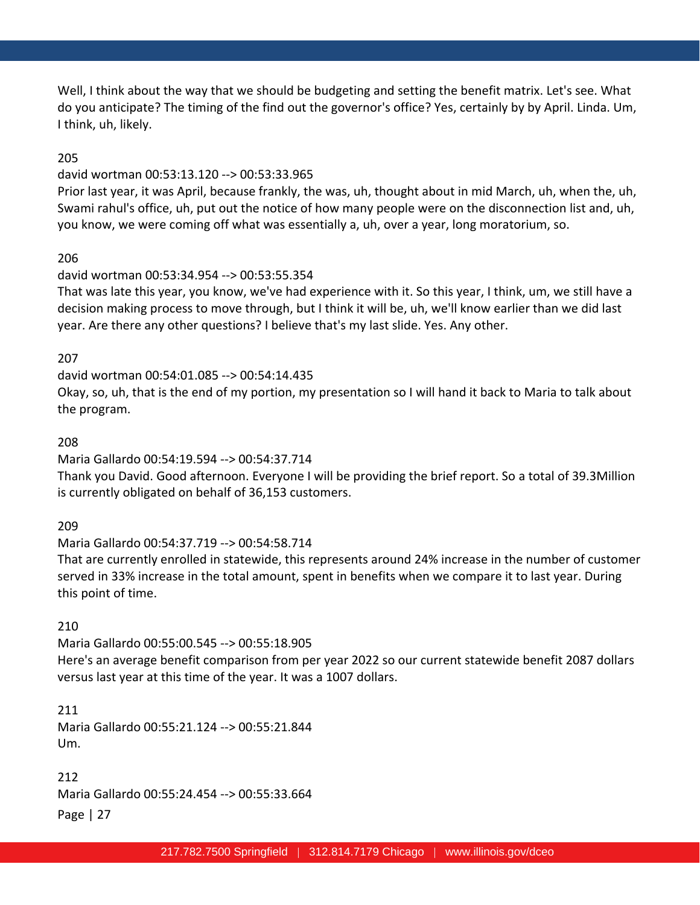Well, I think about the way that we should be budgeting and setting the benefit matrix. Let's see. What do you anticipate? The timing of the find out the governor's office? Yes, certainly by by April. Linda. Um, I think, uh, likely.

205

david wortman 00:53:13.120 --> 00:53:33.965

Prior last year, it was April, because frankly, the was, uh, thought about in mid March, uh, when the, uh, Swami rahul's office, uh, put out the notice of how many people were on the disconnection list and, uh, you know, we were coming off what was essentially a, uh, over a year, long moratorium, so.

206

david wortman 00:53:34.954 --> 00:53:55.354

That was late this year, you know, we've had experience with it. So this year, I think, um, we still have a decision making process to move through, but I think it will be, uh, we'll know earlier than we did last year. Are there any other questions? I believe that's my last slide. Yes. Any other.

207

david wortman 00:54:01.085 --> 00:54:14.435

Okay, so, uh, that is the end of my portion, my presentation so I will hand it back to Maria to talk about the program.

208

Maria Gallardo 00:54:19.594 --> 00:54:37.714

Thank you David. Good afternoon. Everyone I will be providing the brief report. So a total of 39.3Million is currently obligated on behalf of 36,153 customers.

209

Maria Gallardo 00:54:37.719 --> 00:54:58.714

That are currently enrolled in statewide, this represents around 24% increase in the number of customer served in 33% increase in the total amount, spent in benefits when we compare it to last year. During this point of time.

210

Maria Gallardo 00:55:00.545 --> 00:55:18.905

Here's an average benefit comparison from per year 2022 so our current statewide benefit 2087 dollars versus last year at this time of the year. It was a 1007 dollars.

211

Maria Gallardo 00:55:21.124 --> 00:55:21.844

Um.

212

Maria Gallardo 00:55:24.454 --> 00:55:33.664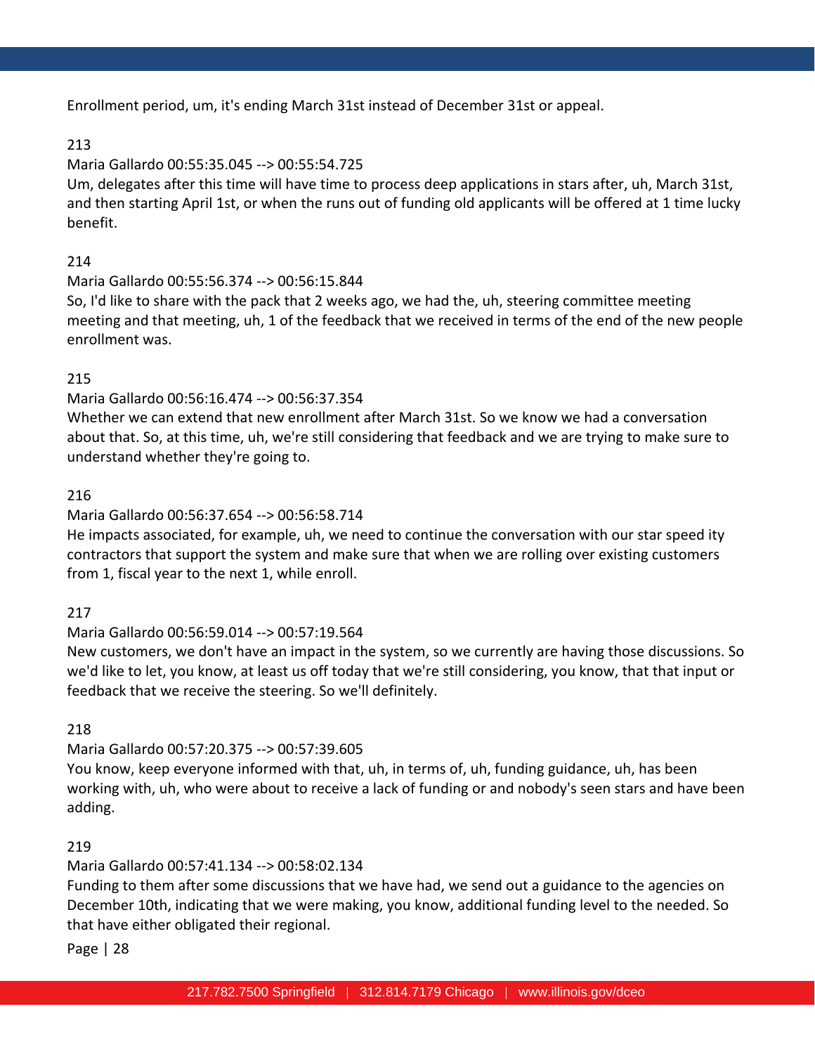Enrollment period, um, it's ending March 31st instead of December 31st or appeal.

213

Maria Gallardo 00:55:35.045 --> 00:55:54.725

Um, delegates after this time will have time to process deep applications in stars after, uh, March 31st, and then starting April 1st, or when the runs out of funding old applicants will be offered at 1 time lucky benefit.

214

Maria Gallardo 00:55:56.374 --> 00:56:15.844

So, I'd like to share with the pack that 2 weeks ago, we had the, uh, steering committee meeting meeting and that meeting, uh, 1 of the feedback that we received in terms of the end of the new people enrollment was.

215

Maria Gallardo 00:56:16.474 --> 00:56:37.354

Whether we can extend that new enrollment after March 31st. So we know we had a conversation about that. So, at this time, uh, we're still considering that feedback and we are trying to make sure to understand whether they're going to.

216

Maria Gallardo 00:56:37.654 --> 00:56:58.714

He impacts associated, for example, uh, we need to continue the conversation with our star speed ity contractors that support the system and make sure that when we are rolling over existing customers from 1, fiscal year to the next 1, while enroll.

217

Maria Gallardo 00:56:59.014 --> 00:57:19.564

New customers, we don't have an impact in the system, so we currently are having those discussions. So we'd like to let, you know, at least us off today that we're still considering, you know, that that input or feedback that we receive the steering. So we'll definitely.

218

Maria Gallardo 00:57:20.375 --> 00:57:39.605

You know, keep everyone informed with that, uh, in terms of, uh, funding guidance, uh, has been working with, uh, who were about to receive a lack of funding or and nobody's seen stars and have been adding.

219

Maria Gallardo 00:57:41.134 --> 00:58:02.134

Funding to them after some discussions that we have had, we send out a guidance to the agencies on December 10th, indicating that we were making, you know, additional funding level to the needed. So that have either obligated their regional.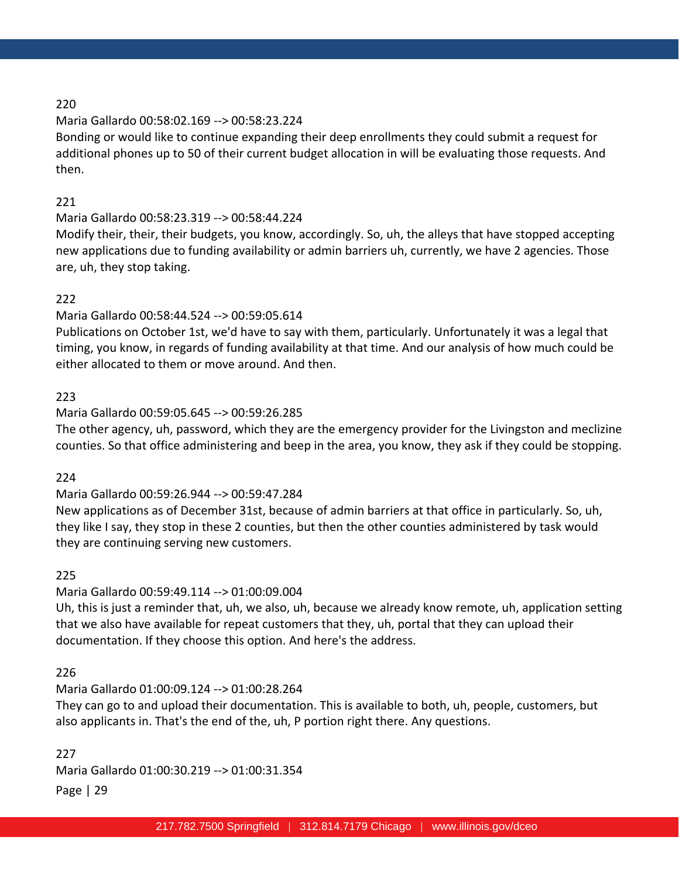220

Maria Gallardo 00:58:02.169 --> 00:58:23.224

Bonding or would like to continue expanding their deep enrollments they could submit a request for additional phones up to 50 of their current budget allocation in will be evaluating those requests. And then.

221

Maria Gallardo 00:58:23.319 --> 00:58:44.224

Modify their, their, their budgets, you know, accordingly. So, uh, the alleys that have stopped accepting new applications due to funding availability or admin barriers uh, currently, we have 2 agencies. Those are, uh, they stop taking.

222

Maria Gallardo 00:58:44.524 --> 00:59:05.614

Publications on October 1st, we'd have to say with them, particularly. Unfortunately it was a legal that timing, you know, in regards of funding availability at that time. And our analysis of how much could be either allocated to them or move around. And then.

223

Maria Gallardo 00:59:05.645 --> 00:59:26.285

The other agency, uh, password, which they are the emergency provider for the Livingston and meclizine counties. So that office administering and beep in the area, you know, they ask if they could be stopping.

224

Maria Gallardo 00:59:26.944 --> 00:59:47.284

New applications as of December 31st, because of admin barriers at that office in particularly. So, uh, they like I say, they stop in these 2 counties, but then the other counties administered by task would they are continuing serving new customers.

225

Maria Gallardo 00:59:49.114 --> 01:00:09.004

Uh, this is just a reminder that, uh, we also, uh, because we already know remote, uh, application setting that we also have available for repeat customers that they, uh, portal that they can upload their documentation. If they choose this option. And here's the address.

226

Maria Gallardo 01:00:09.124 --> 01:00:28.264

They can go to and upload their documentation. This is available to both, uh, people, customers, but also applicants in. That's the end of the, uh, P portion right there. Any questions.

227

Maria Gallardo 01:00:30.219 --> 01:00:31.354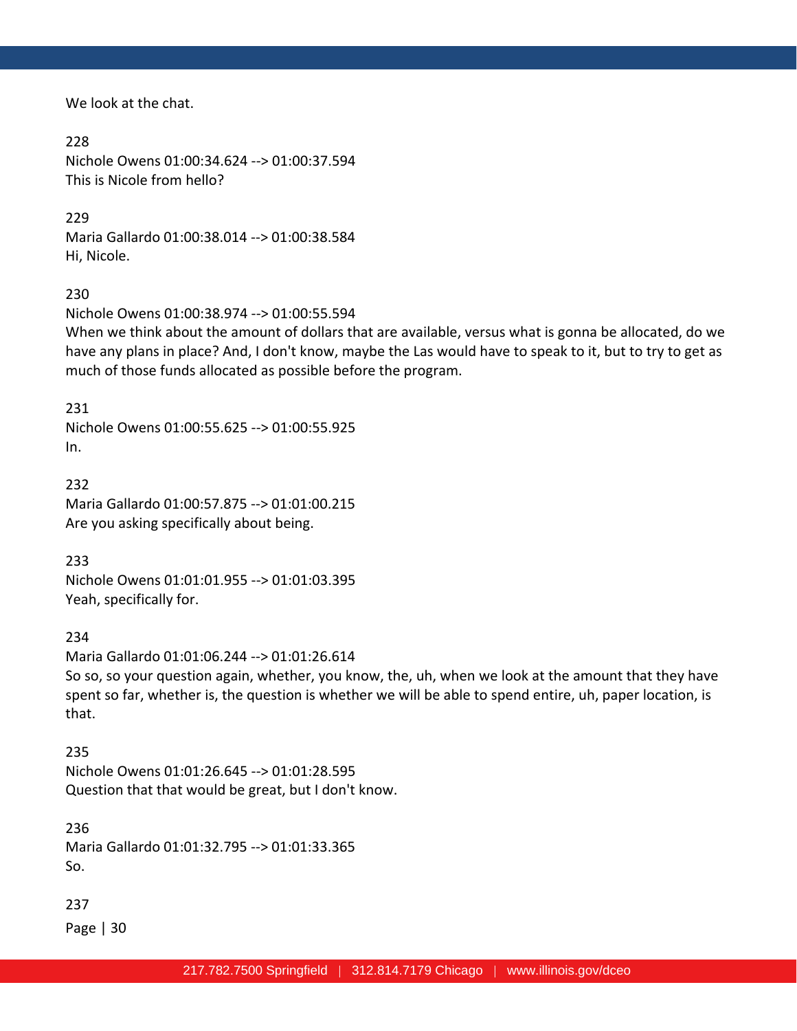We look at the chat.

228
Nichole Owens 01:00:34.624 --> 01:00:37.594
This is Nicole from hello?

229
Maria Gallardo 01:00:38.014 --> 01:00:38.584
Hi, Nicole.

230
Nichole Owens 01:00:38.974 --> 01:00:55.594
When we think about the amount of dollars that are available, versus what is gonna be allocated, do we have any plans in place? And, I don't know, maybe the Las would have to speak to it, but to try to get as much of those funds allocated as possible before the program.

231
Nichole Owens 01:00:55.625 --> 01:00:55.925
In.

232
Maria Gallardo 01:00:57.875 --> 01:01:00.215
Are you asking specifically about being.

233
Nichole Owens 01:01:01.955 --> 01:01:03.395
Yeah, specifically for.

234
Maria Gallardo 01:01:06.244 --> 01:01:26.614
So so, so your question again, whether, you know, the, uh, when we look at the amount that they have spent so far, whether is, the question is whether we will be able to spend entire, uh, paper location, is that.

235
Nichole Owens 01:01:26.645 --> 01:01:28.595
Question that that would be great, but I don't know.

236
Maria Gallardo 01:01:32.795 --> 01:01:33.365
So.

237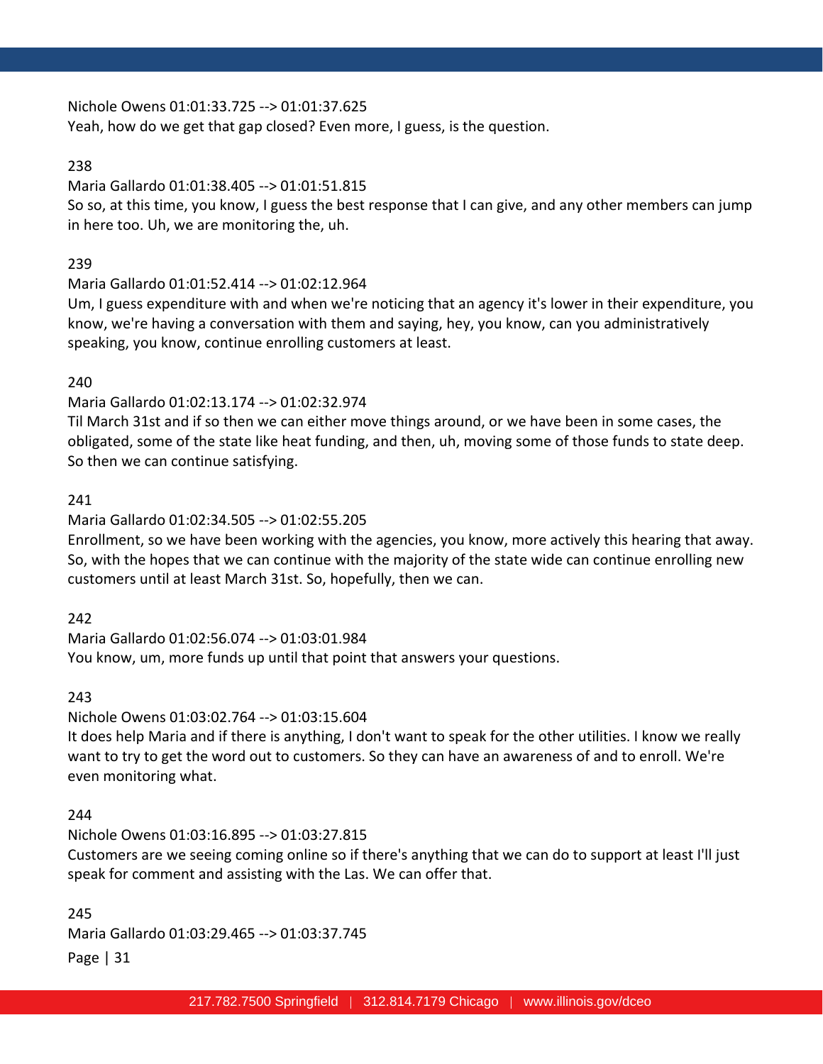Nichole Owens 01:01:33.725 --> 01:01:37.625
Yeah, how do we get that gap closed? Even more, I guess, is the question.

238

Maria Gallardo 01:01:38.405 --> 01:01:51.815
So so, at this time, you know, I guess the best response that I can give, and any other members can jump in here too. Uh, we are monitoring the, uh.

239

Maria Gallardo 01:01:52.414 --> 01:02:12.964
Um, I guess expenditure with and when we're noticing that an agency it's lower in their expenditure, you know, we're having a conversation with them and saying, hey, you know, can you administratively speaking, you know, continue enrolling customers at least.

240

Maria Gallardo 01:02:13.174 --> 01:02:32.974
Til March 31st and if so then we can either move things around, or we have been in some cases, the obligated, some of the state like heat funding, and then, uh, moving some of those funds to state deep. So then we can continue satisfying.

241

Maria Gallardo 01:02:34.505 --> 01:02:55.205
Enrollment, so we have been working with the agencies, you know, more actively this hearing that away. So, with the hopes that we can continue with the majority of the state wide can continue enrolling new customers until at least March 31st. So, hopefully, then we can.

242

Maria Gallardo 01:02:56.074 --> 01:03:01.984
You know, um, more funds up until that point that answers your questions.

243

Nichole Owens 01:03:02.764 --> 01:03:15.604
It does help Maria and if there is anything, I don't want to speak for the other utilities. I know we really want to try to get the word out to customers. So they can have an awareness of and to enroll. We're even monitoring what.

244

Nichole Owens 01:03:16.895 --> 01:03:27.815
Customers are we seeing coming online so if there's anything that we can do to support at least I'll just speak for comment and assisting with the Las. We can offer that.

245

Maria Gallardo 01:03:29.465 --> 01:03:37.745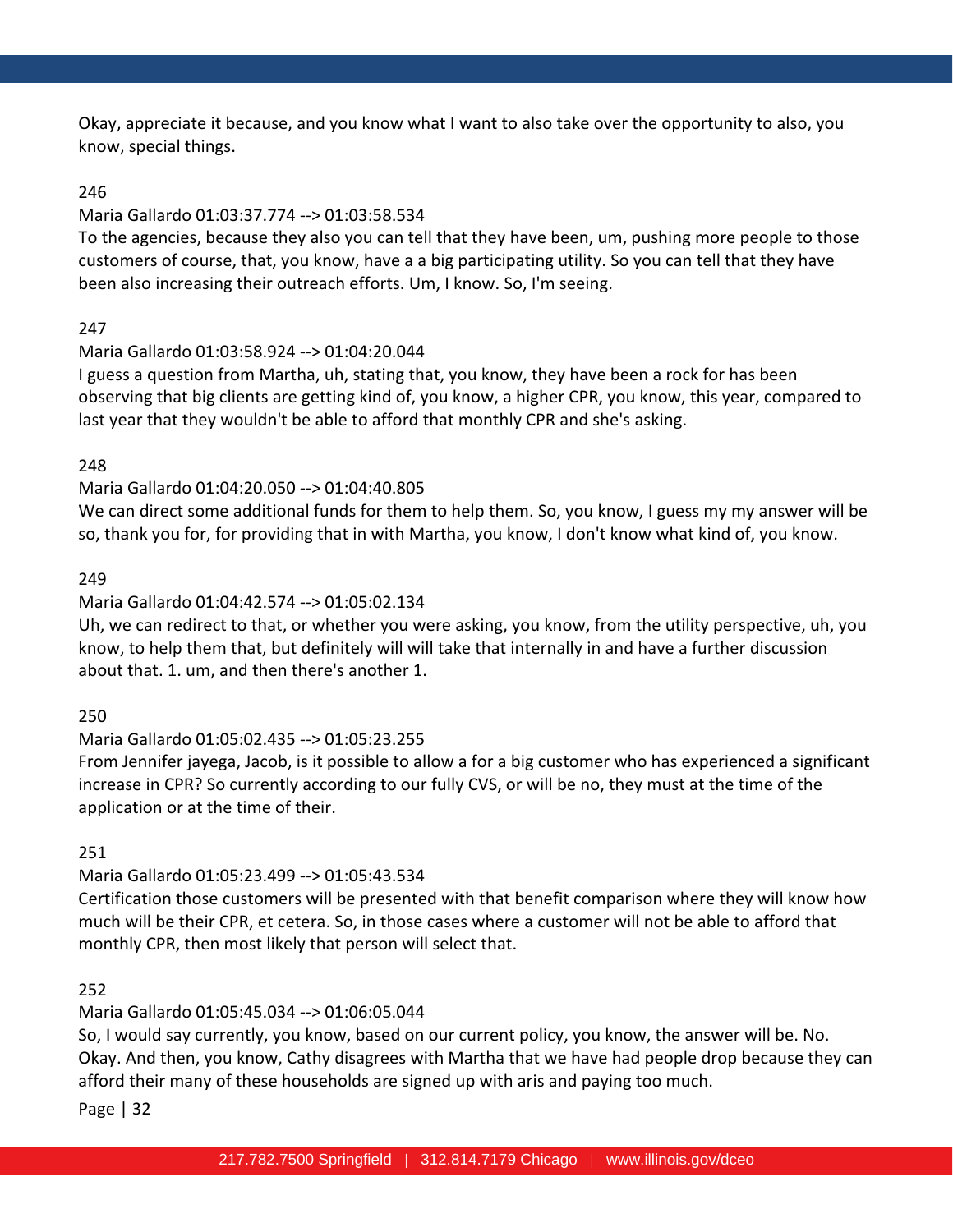Okay, appreciate it because, and you know what I want to also take over the opportunity to also, you know, special things.

246

Maria Gallardo 01:03:37.774 --> 01:03:58.534

To the agencies, because they also you can tell that they have been, um, pushing more people to those customers of course, that, you know, have a a big participating utility. So you can tell that they have been also increasing their outreach efforts. Um, I know. So, I'm seeing.

247

Maria Gallardo 01:03:58.924 --> 01:04:20.044

I guess a question from Martha, uh, stating that, you know, they have been a rock for has been observing that big clients are getting kind of, you know, a higher CPR, you know, this year, compared to last year that they wouldn't be able to afford that monthly CPR and she's asking.

248

Maria Gallardo 01:04:20.050 --> 01:04:40.805

We can direct some additional funds for them to help them. So, you know, I guess my my answer will be so, thank you for, for providing that in with Martha, you know, I don't know what kind of, you know.

249

Maria Gallardo 01:04:42.574 --> 01:05:02.134

Uh, we can redirect to that, or whether you were asking, you know, from the utility perspective, uh, you know, to help them that, but definitely will will take that internally in and have a further discussion about that. 1. um, and then there's another 1.

250

Maria Gallardo 01:05:02.435 --> 01:05:23.255

From Jennifer jayega, Jacob, is it possible to allow a for a big customer who has experienced a significant increase in CPR? So currently according to our fully CVS, or will be no, they must at the time of the application or at the time of their.

251

Maria Gallardo 01:05:23.499 --> 01:05:43.534

Certification those customers will be presented with that benefit comparison where they will know how much will be their CPR, et cetera. So, in those cases where a customer will not be able to afford that monthly CPR, then most likely that person will select that.

252

Maria Gallardo 01:05:45.034 --> 01:06:05.044

So, I would say currently, you know, based on our current policy, you know, the answer will be. No. Okay. And then, you know, Cathy disagrees with Martha that we have had people drop because they can afford their many of these households are signed up with aris and paying too much.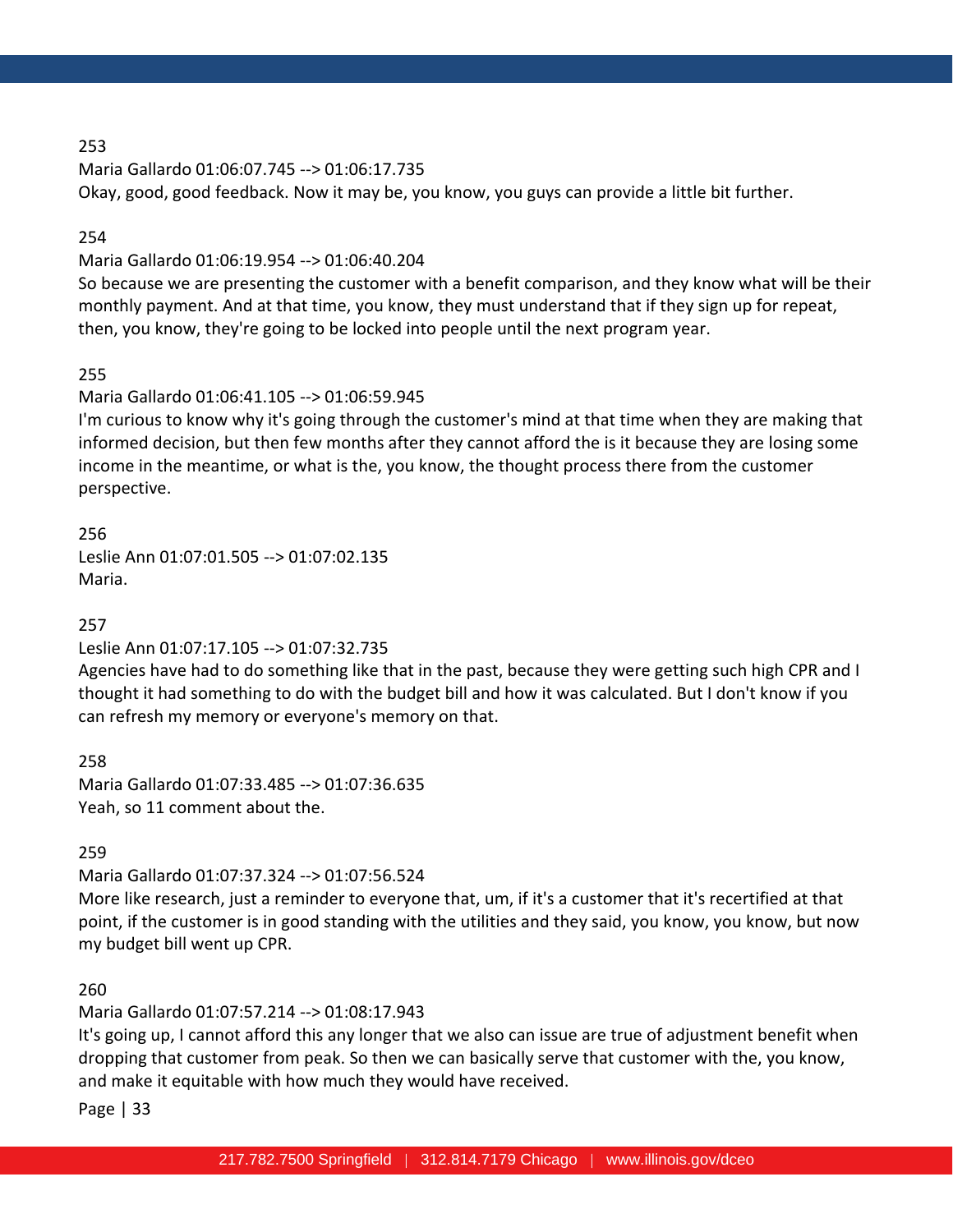253

Maria Gallardo 01:06:07.745 --> 01:06:17.735

Okay, good, good feedback. Now it may be, you know, you guys can provide a little bit further.

254

Maria Gallardo 01:06:19.954 --> 01:06:40.204

So because we are presenting the customer with a benefit comparison, and they know what will be their monthly payment. And at that time, you know, they must understand that if they sign up for repeat, then, you know, they're going to be locked into people until the next program year.

255

Maria Gallardo 01:06:41.105 --> 01:06:59.945

I'm curious to know why it's going through the customer's mind at that time when they are making that informed decision, but then few months after they cannot afford the is it because they are losing some income in the meantime, or what is the, you know, the thought process there from the customer perspective.

256

Leslie Ann 01:07:01.505 --> 01:07:02.135

Maria.

257

Leslie Ann 01:07:17.105 --> 01:07:32.735

Agencies have had to do something like that in the past, because they were getting such high CPR and I thought it had something to do with the budget bill and how it was calculated. But I don't know if you can refresh my memory or everyone's memory on that.

258

Maria Gallardo 01:07:33.485 --> 01:07:36.635

Yeah, so 11 comment about the.

259

Maria Gallardo 01:07:37.324 --> 01:07:56.524

More like research, just a reminder to everyone that, um, if it's a customer that it's recertified at that point, if the customer is in good standing with the utilities and they said, you know, you know, but now my budget bill went up CPR.

260

Maria Gallardo 01:07:57.214 --> 01:08:17.943

It's going up, I cannot afford this any longer that we also can issue are true of adjustment benefit when dropping that customer from peak. So then we can basically serve that customer with the, you know, and make it equitable with how much they would have received.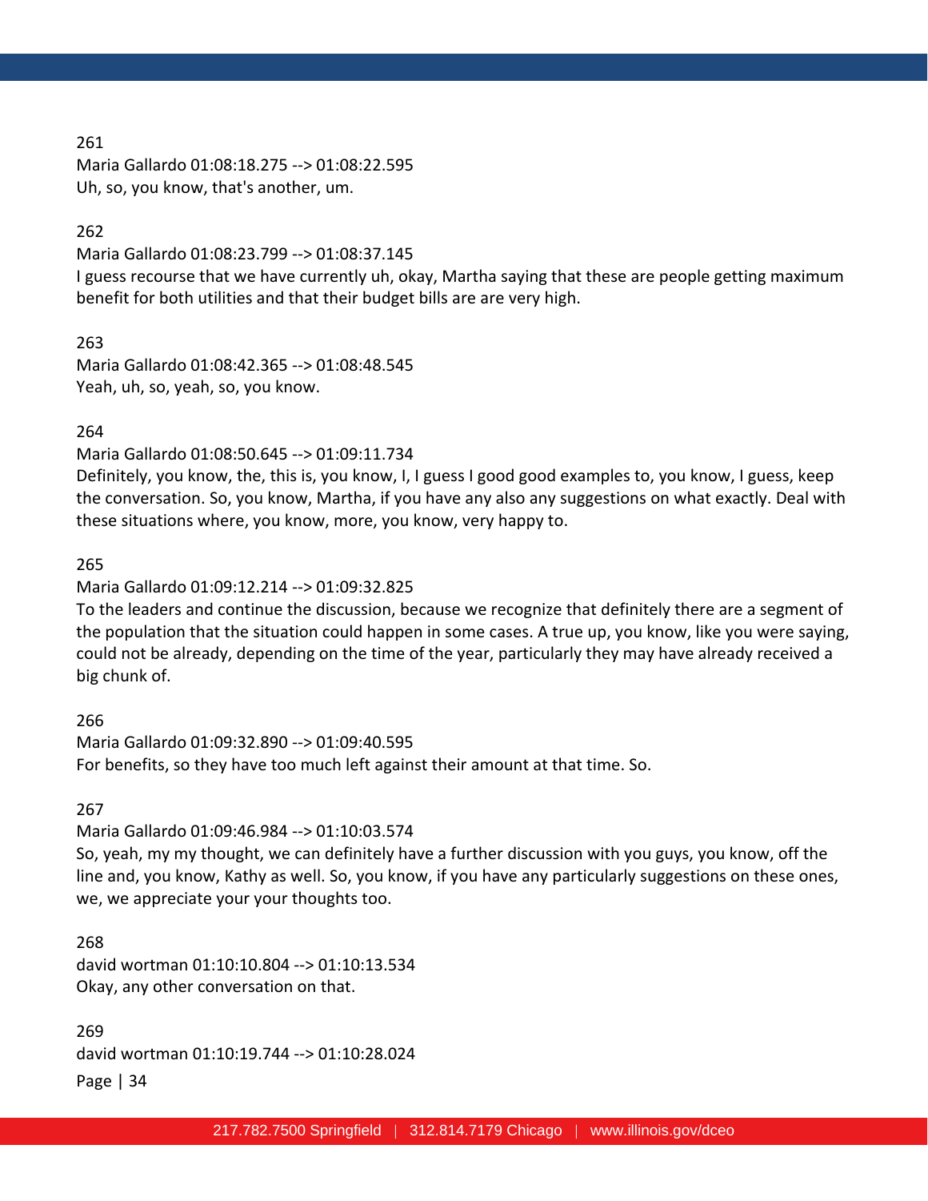261
Maria Gallardo 01:08:18.275 --> 01:08:22.595
Uh, so, you know, that's another, um.

262
Maria Gallardo 01:08:23.799 --> 01:08:37.145
I guess recourse that we have currently uh, okay, Martha saying that these are people getting maximum benefit for both utilities and that their budget bills are are very high.

263
Maria Gallardo 01:08:42.365 --> 01:08:48.545
Yeah, uh, so, yeah, so, you know.

264
Maria Gallardo 01:08:50.645 --> 01:09:11.734
Definitely, you know, the, this is, you know, I, I guess I good good examples to, you know, I guess, keep the conversation. So, you know, Martha, if you have any also any suggestions on what exactly. Deal with these situations where, you know, more, you know, very happy to.

265
Maria Gallardo 01:09:12.214 --> 01:09:32.825
To the leaders and continue the discussion, because we recognize that definitely there are a segment of the population that the situation could happen in some cases. A true up, you know, like you were saying, could not be already, depending on the time of the year, particularly they may have already received a big chunk of.

266
Maria Gallardo 01:09:32.890 --> 01:09:40.595
For benefits, so they have too much left against their amount at that time. So.

267
Maria Gallardo 01:09:46.984 --> 01:10:03.574
So, yeah, my my thought, we can definitely have a further discussion with you guys, you know, off the line and, you know, Kathy as well. So, you know, if you have any particularly suggestions on these ones, we, we appreciate your your thoughts too.

268
david wortman 01:10:10.804 --> 01:10:13.534
Okay, any other conversation on that.

269
david wortman 01:10:19.744 --> 01:10:28.024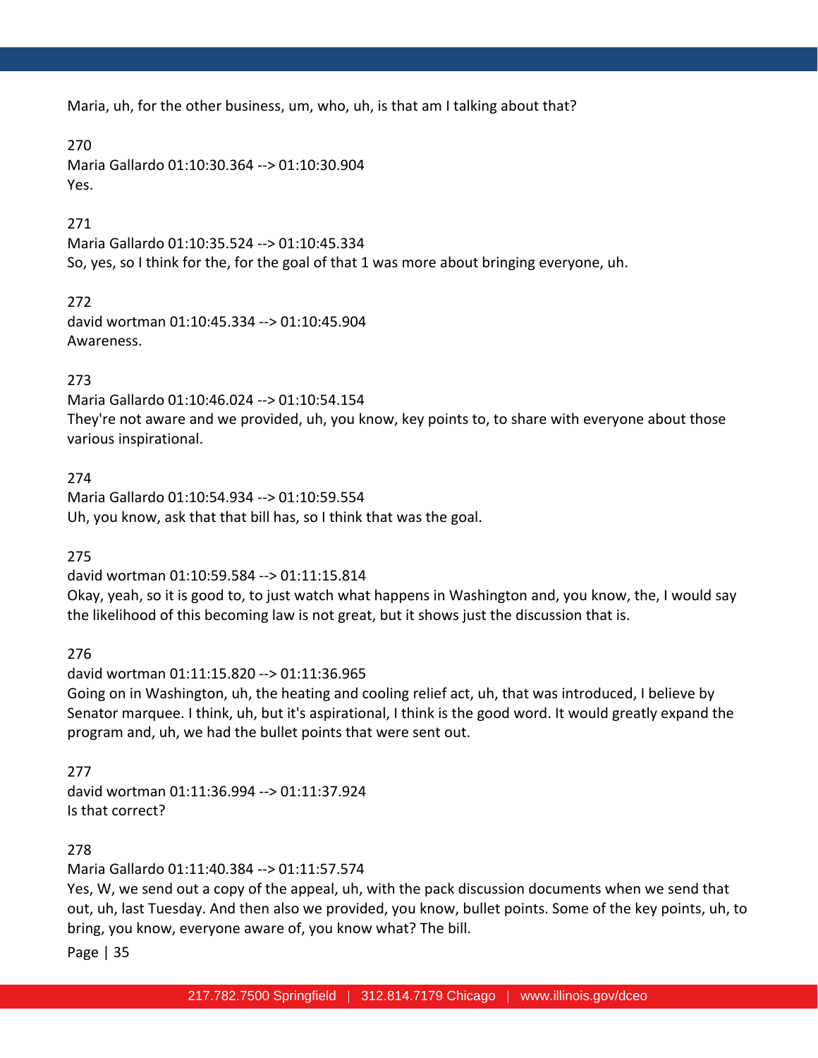Maria, uh, for the other business, um, who, uh, is that am I talking about that?

270
Maria Gallardo 01:10:30.364 --> 01:10:30.904
Yes.

271
Maria Gallardo 01:10:35.524 --> 01:10:45.334
So, yes, so I think for the, for the goal of that 1 was more about bringing everyone, uh.

272
david wortman 01:10:45.334 --> 01:10:45.904
Awareness.

273
Maria Gallardo 01:10:46.024 --> 01:10:54.154
They're not aware and we provided, uh, you know, key points to, to share with everyone about those various inspirational.

274
Maria Gallardo 01:10:54.934 --> 01:10:59.554
Uh, you know, ask that that bill has, so I think that was the goal.

275
david wortman 01:10:59.584 --> 01:11:15.814
Okay, yeah, so it is good to, to just watch what happens in Washington and, you know, the, I would say the likelihood of this becoming law is not great, but it shows just the discussion that is.

276
david wortman 01:11:15.820 --> 01:11:36.965
Going on in Washington, uh, the heating and cooling relief act, uh, that was introduced, I believe by Senator marquee. I think, uh, but it's aspirational, I think is the good word. It would greatly expand the program and, uh, we had the bullet points that were sent out.

277
david wortman 01:11:36.994 --> 01:11:37.924
Is that correct?

278
Maria Gallardo 01:11:40.384 --> 01:11:57.574
Yes, W, we send out a copy of the appeal, uh, with the pack discussion documents when we send that out, uh, last Tuesday. And then also we provided, you know, bullet points. Some of the key points, uh, to bring, you know, everyone aware of, you know what? The bill.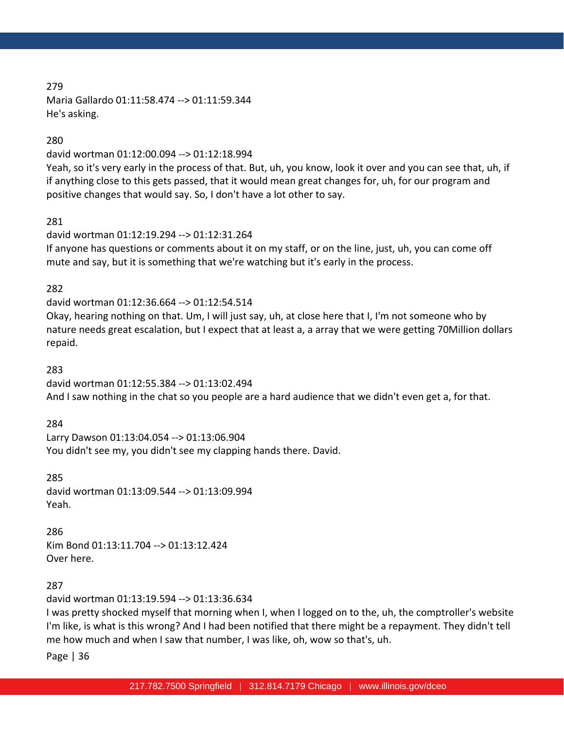279
Maria Gallardo 01:11:58.474 --> 01:11:59.344
He's asking.

280
david wortman 01:12:00.094 --> 01:12:18.994
Yeah, so it's very early in the process of that. But, uh, you know, look it over and you can see that, uh, if if anything close to this gets passed, that it would mean great changes for, uh, for our program and positive changes that would say. So, I don't have a lot other to say.

281
david wortman 01:12:19.294 --> 01:12:31.264
If anyone has questions or comments about it on my staff, or on the line, just, uh, you can come off mute and say, but it is something that we're watching but it's early in the process.

282
david wortman 01:12:36.664 --> 01:12:54.514
Okay, hearing nothing on that. Um, I will just say, uh, at close here that I, I'm not someone who by nature needs great escalation, but I expect that at least a, a array that we were getting 70Million dollars repaid.

283
david wortman 01:12:55.384 --> 01:13:02.494
And I saw nothing in the chat so you people are a hard audience that we didn't even get a, for that.

284
Larry Dawson 01:13:04.054 --> 01:13:06.904
You didn't see my, you didn't see my clapping hands there. David.

285
david wortman 01:13:09.544 --> 01:13:09.994
Yeah.

286
Kim Bond 01:13:11.704 --> 01:13:12.424
Over here.

287
david wortman 01:13:19.594 --> 01:13:36.634
I was pretty shocked myself that morning when I, when I logged on to the, uh, the comptroller's website I'm like, is what is this wrong? And I had been notified that there might be a repayment. They didn't tell me how much and when I saw that number, I was like, oh, wow so that's, uh.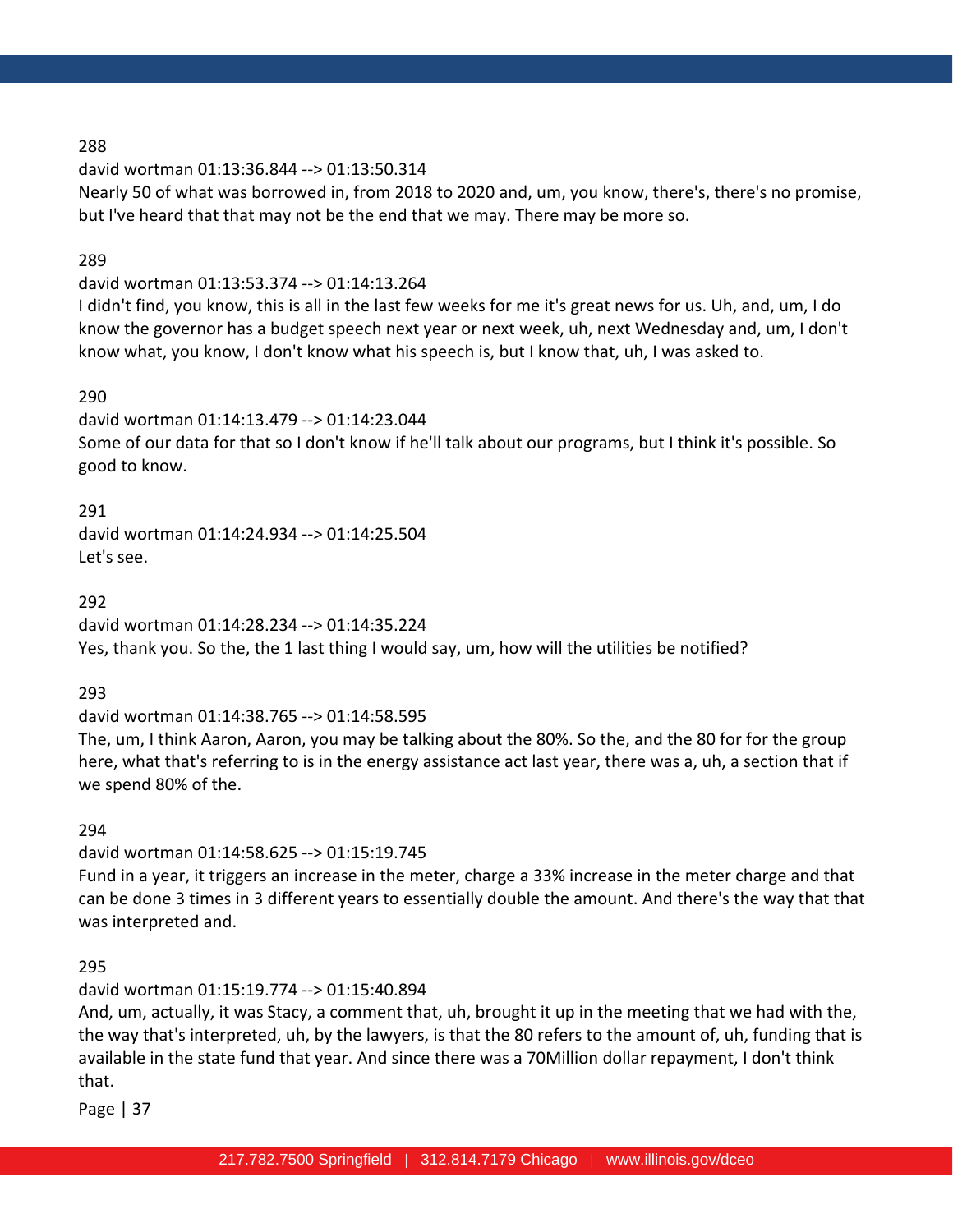288

david wortman 01:13:36.844 --> 01:13:50.314

Nearly 50 of what was borrowed in, from 2018 to 2020 and, um, you know, there's, there's no promise, but I've heard that that may not be the end that we may. There may be more so.

289

david wortman 01:13:53.374 --> 01:14:13.264

I didn't find, you know, this is all in the last few weeks for me it's great news for us. Uh, and, um, I do know the governor has a budget speech next year or next week, uh, next Wednesday and, um, I don't know what, you know, I don't know what his speech is, but I know that, uh, I was asked to.

290

david wortman 01:14:13.479 --> 01:14:23.044

Some of our data for that so I don't know if he'll talk about our programs, but I think it's possible. So good to know.

291

david wortman 01:14:24.934 --> 01:14:25.504

Let's see.

292

david wortman 01:14:28.234 --> 01:14:35.224

Yes, thank you. So the, the 1 last thing I would say, um, how will the utilities be notified?

293

david wortman 01:14:38.765 --> 01:14:58.595

The, um, I think Aaron, Aaron, you may be talking about the 80%. So the, and the 80 for for the group here, what that's referring to is in the energy assistance act last year, there was a, uh, a section that if we spend 80% of the.

294

david wortman 01:14:58.625 --> 01:15:19.745

Fund in a year, it triggers an increase in the meter, charge a 33% increase in the meter charge and that can be done 3 times in 3 different years to essentially double the amount. And there's the way that that was interpreted and.

295

david wortman 01:15:19.774 --> 01:15:40.894

And, um, actually, it was Stacy, a comment that, uh, brought it up in the meeting that we had with the, the way that's interpreted, uh, by the lawyers, is that the 80 refers to the amount of, uh, funding that is available in the state fund that year. And since there was a 70Million dollar repayment, I don't think that.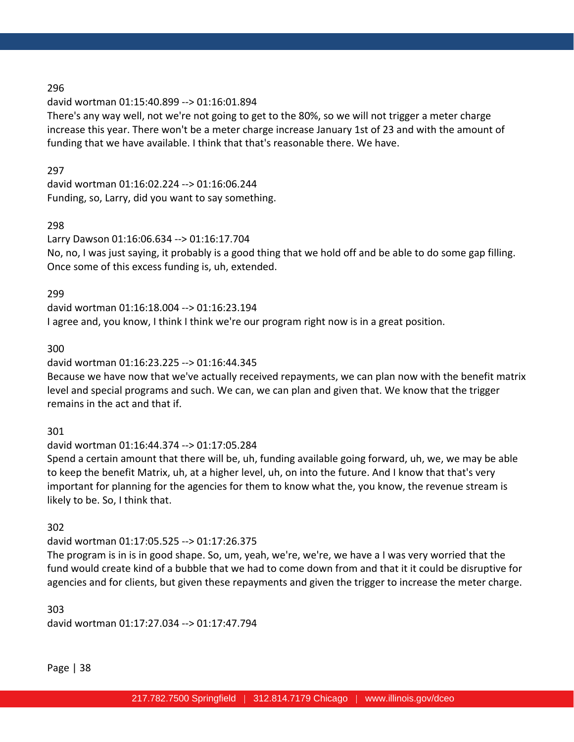296

david wortman 01:15:40.899 --> 01:16:01.894

There's any way well, not we're not going to get to the 80%, so we will not trigger a meter charge increase this year. There won't be a meter charge increase January 1st of 23 and with the amount of funding that we have available. I think that that's reasonable there. We have.

297

david wortman 01:16:02.224 --> 01:16:06.244

Funding, so, Larry, did you want to say something.

298

Larry Dawson 01:16:06.634 --> 01:16:17.704

No, no, I was just saying, it probably is a good thing that we hold off and be able to do some gap filling. Once some of this excess funding is, uh, extended.

299

david wortman 01:16:18.004 --> 01:16:23.194

I agree and, you know, I think I think we're our program right now is in a great position.

300

david wortman 01:16:23.225 --> 01:16:44.345

Because we have now that we've actually received repayments, we can plan now with the benefit matrix level and special programs and such. We can, we can plan and given that. We know that the trigger remains in the act and that if.

301

david wortman 01:16:44.374 --> 01:17:05.284

Spend a certain amount that there will be, uh, funding available going forward, uh, we, we may be able to keep the benefit Matrix, uh, at a higher level, uh, on into the future. And I know that that's very important for planning for the agencies for them to know what the, you know, the revenue stream is likely to be. So, I think that.

302

david wortman 01:17:05.525 --> 01:17:26.375

The program is in is in good shape. So, um, yeah, we're, we're, we have a I was very worried that the fund would create kind of a bubble that we had to come down from and that it it could be disruptive for agencies and for clients, but given these repayments and given the trigger to increase the meter charge.

303

david wortman 01:17:27.034 --> 01:17:47.794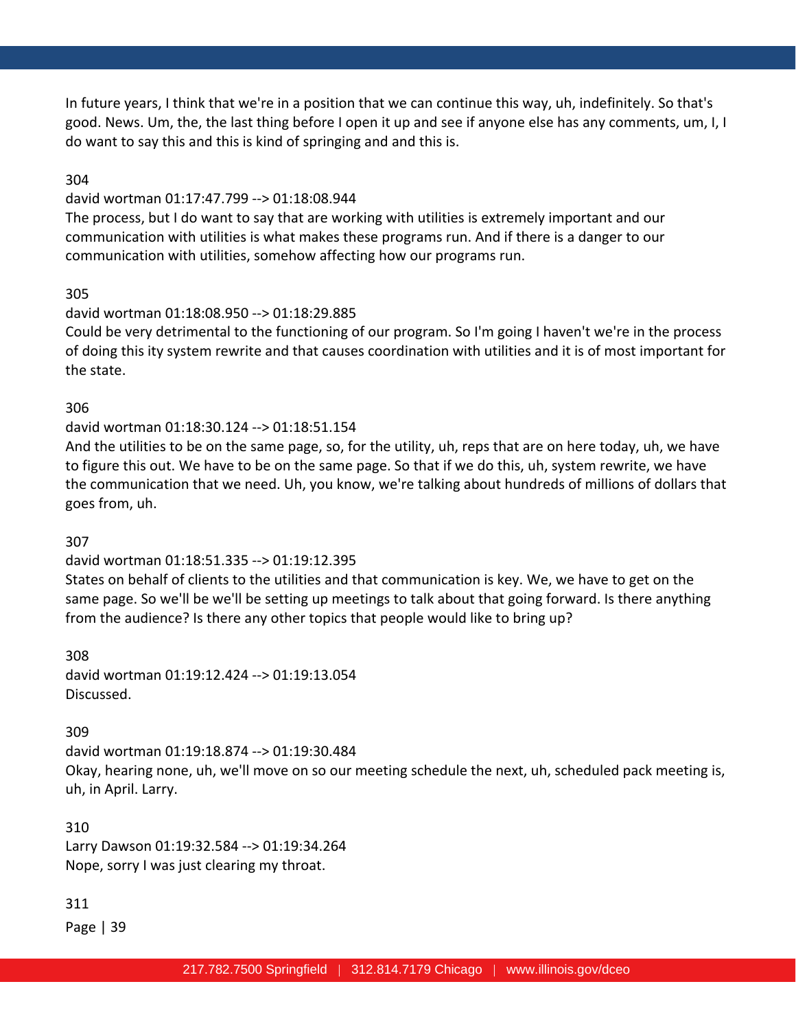In future years, I think that we're in a position that we can continue this way, uh, indefinitely. So that's good. News. Um, the, the last thing before I open it up and see if anyone else has any comments, um, I, I do want to say this and this is kind of springing and and this is.

304

david wortman 01:17:47.799 --> 01:18:08.944

The process, but I do want to say that are working with utilities is extremely important and our communication with utilities is what makes these programs run. And if there is a danger to our communication with utilities, somehow affecting how our programs run.

305

david wortman 01:18:08.950 --> 01:18:29.885

Could be very detrimental to the functioning of our program. So I'm going I haven't we're in the process of doing this ity system rewrite and that causes coordination with utilities and it is of most important for the state.

306

david wortman 01:18:30.124 --> 01:18:51.154

And the utilities to be on the same page, so, for the utility, uh, reps that are on here today, uh, we have to figure this out. We have to be on the same page. So that if we do this, uh, system rewrite, we have the communication that we need. Uh, you know, we're talking about hundreds of millions of dollars that goes from, uh.

307

david wortman 01:18:51.335 --> 01:19:12.395

States on behalf of clients to the utilities and that communication is key. We, we have to get on the same page. So we'll be we'll be setting up meetings to talk about that going forward. Is there anything from the audience? Is there any other topics that people would like to bring up?

308

david wortman 01:19:12.424 --> 01:19:13.054

Discussed.

309

david wortman 01:19:18.874 --> 01:19:30.484

Okay, hearing none, uh, we'll move on so our meeting schedule the next, uh, scheduled pack meeting is, uh, in April. Larry.

310

Larry Dawson 01:19:32.584 --> 01:19:34.264

Nope, sorry I was just clearing my throat.

311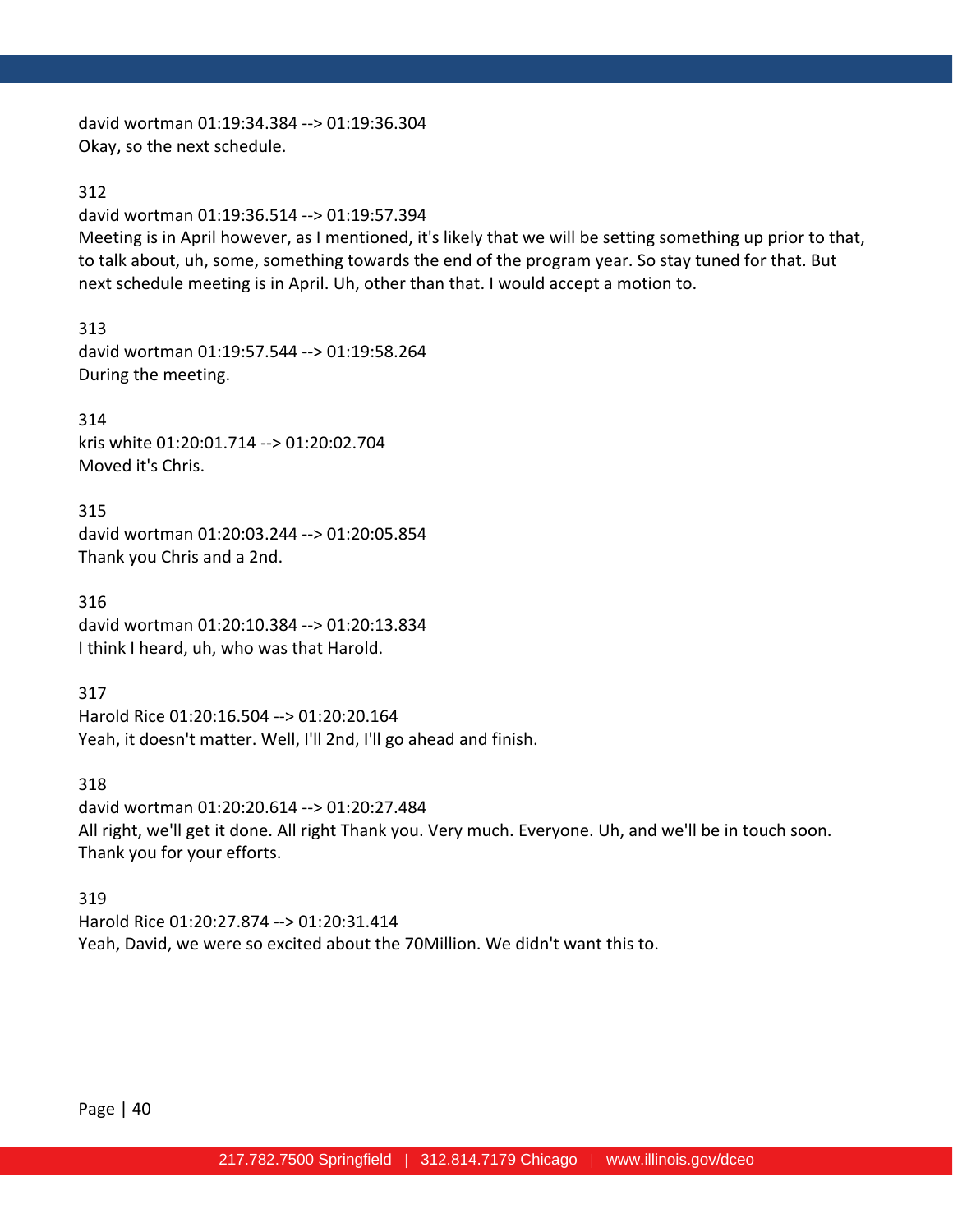david wortman 01:19:34.384 --> 01:19:36.304
Okay, so the next schedule.

312
david wortman 01:19:36.514 --> 01:19:57.394
Meeting is in April however, as I mentioned, it's likely that we will be setting something up prior to that, to talk about, uh, some, something towards the end of the program year. So stay tuned for that. But next schedule meeting is in April. Uh, other than that. I would accept a motion to.

313
david wortman 01:19:57.544 --> 01:19:58.264
During the meeting.

314
kris white 01:20:01.714 --> 01:20:02.704
Moved it's Chris.

315
david wortman 01:20:03.244 --> 01:20:05.854
Thank you Chris and a 2nd.

316
david wortman 01:20:10.384 --> 01:20:13.834
I think I heard, uh, who was that Harold.

317
Harold Rice 01:20:16.504 --> 01:20:20.164
Yeah, it doesn't matter. Well, I'll 2nd, I'll go ahead and finish.

318
david wortman 01:20:20.614 --> 01:20:27.484
All right, we'll get it done. All right Thank you. Very much. Everyone. Uh, and we'll be in touch soon. Thank you for your efforts.

319
Harold Rice 01:20:27.874 --> 01:20:31.414
Yeah, David, we were so excited about the 70Million. We didn't want this to.